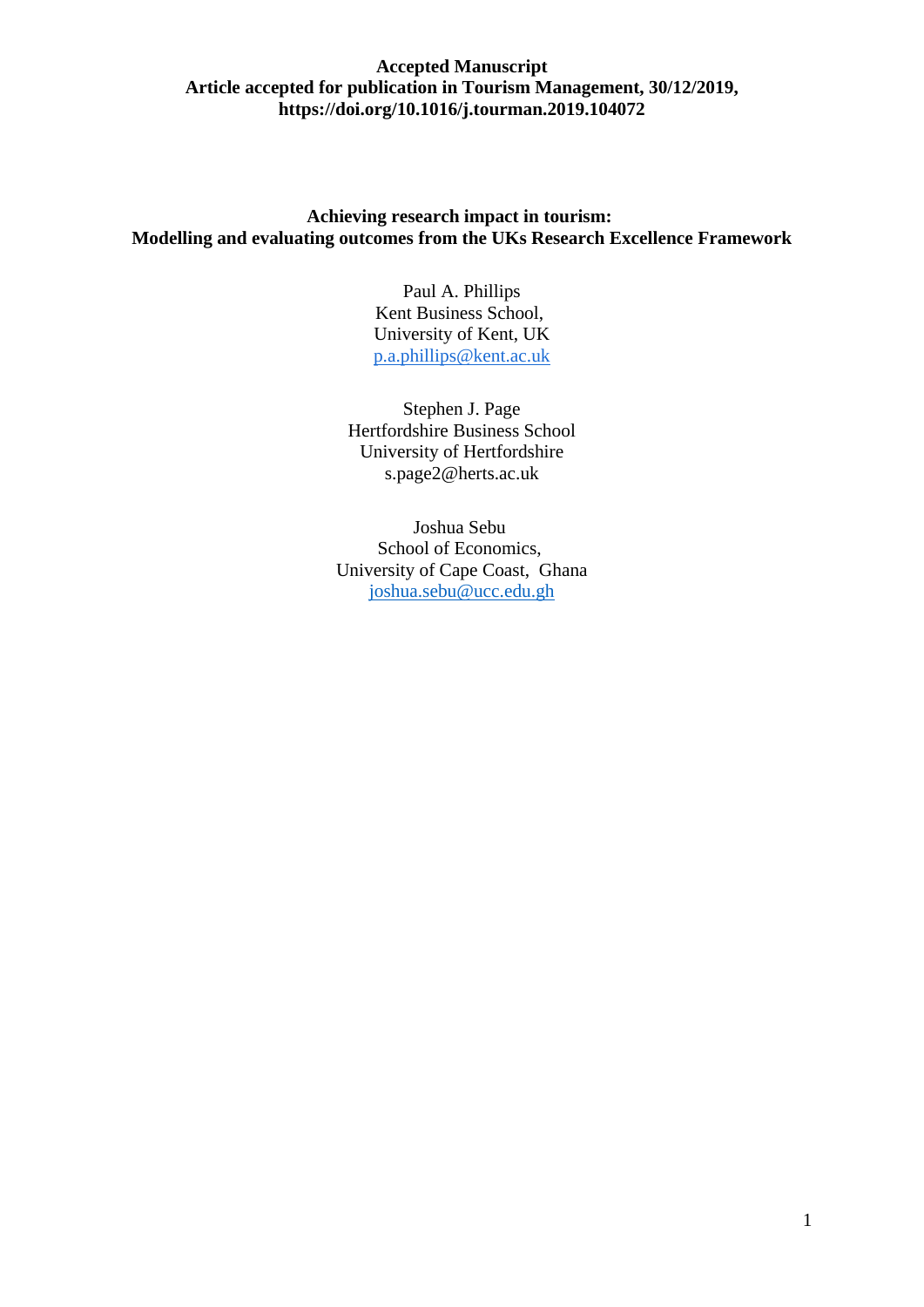**Accepted Manuscript**
**Article accepted for publication in Tourism Management, 30/12/2019,**
**https://doi.org/10.1016/j.tourman.2019.104072**

# Achieving research impact in tourism: Modelling and evaluating outcomes from the UKs Research Excellence Framework

Paul A. Phillips
Kent Business School,
University of Kent, UK
p.a.phillips@kent.ac.uk

Stephen J. Page
Hertfordshire Business School
University of Hertfordshire
s.page2@herts.ac.uk

Joshua Sebu
School of Economics,
University of Cape Coast, Ghana
joshua.sebu@ucc.edu.gh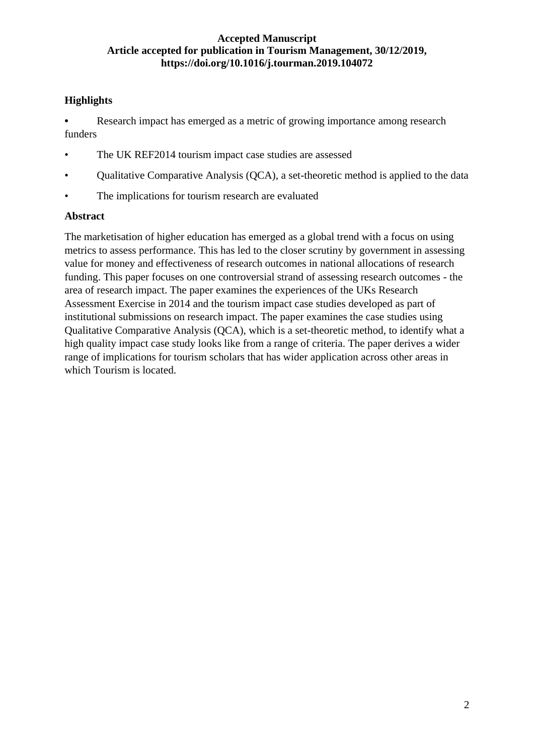**Accepted Manuscript**
**Article accepted for publication in Tourism Management, 30/12/2019, https://doi.org/10.1016/j.tourman.2019.104072**

## Highlights

- Research impact has emerged as a metric of growing importance among research funders
- The UK REF2014 tourism impact case studies are assessed
- Qualitative Comparative Analysis (QCA), a set-theoretic method is applied to the data
- The implications for tourism research are evaluated

## Abstract

The marketisation of higher education has emerged as a global trend with a focus on using metrics to assess performance. This has led to the closer scrutiny by government in assessing value for money and effectiveness of research outcomes in national allocations of research funding. This paper focuses on one controversial strand of assessing research outcomes - the area of research impact. The paper examines the experiences of the UKs Research Assessment Exercise in 2014 and the tourism impact case studies developed as part of institutional submissions on research impact. The paper examines the case studies using Qualitative Comparative Analysis (QCA), which is a set-theoretic method, to identify what a high quality impact case study looks like from a range of criteria. The paper derives a wider range of implications for tourism scholars that has wider application across other areas in which Tourism is located.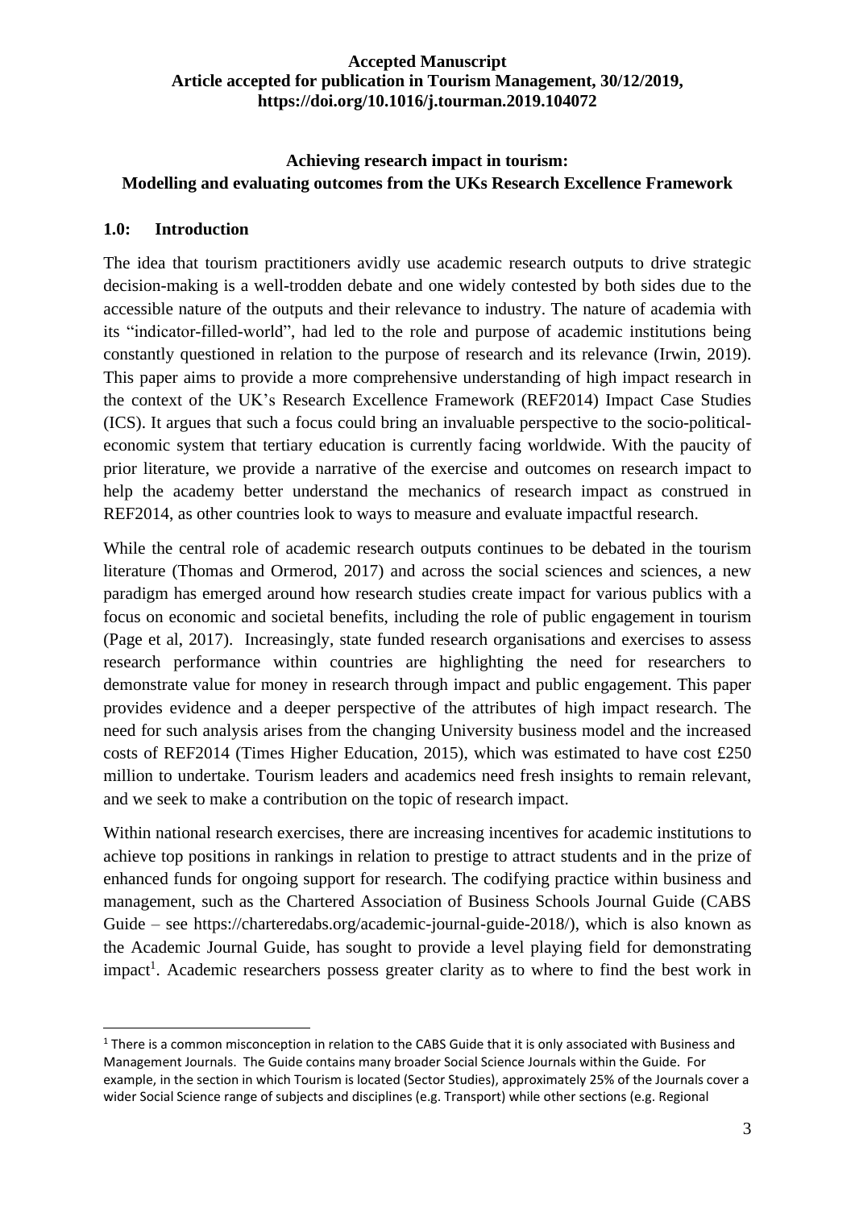**Accepted Manuscript**
**Article accepted for publication in Tourism Management, 30/12/2019, https://doi.org/10.1016/j.tourman.2019.104072**

# Achieving research impact in tourism: Modelling and evaluating outcomes from the UKs Research Excellence Framework

## 1.0: Introduction

The idea that tourism practitioners avidly use academic research outputs to drive strategic decision-making is a well-trodden debate and one widely contested by both sides due to the accessible nature of the outputs and their relevance to industry. The nature of academia with its "indicator-filled-world", had led to the role and purpose of academic institutions being constantly questioned in relation to the purpose of research and its relevance (Irwin, 2019). This paper aims to provide a more comprehensive understanding of high impact research in the context of the UK's Research Excellence Framework (REF2014) Impact Case Studies (ICS). It argues that such a focus could bring an invaluable perspective to the socio-political-economic system that tertiary education is currently facing worldwide. With the paucity of prior literature, we provide a narrative of the exercise and outcomes on research impact to help the academy better understand the mechanics of research impact as construed in REF2014, as other countries look to ways to measure and evaluate impactful research.

While the central role of academic research outputs continues to be debated in the tourism literature (Thomas and Ormerod, 2017) and across the social sciences and sciences, a new paradigm has emerged around how research studies create impact for various publics with a focus on economic and societal benefits, including the role of public engagement in tourism (Page et al, 2017). Increasingly, state funded research organisations and exercises to assess research performance within countries are highlighting the need for researchers to demonstrate value for money in research through impact and public engagement. This paper provides evidence and a deeper perspective of the attributes of high impact research. The need for such analysis arises from the changing University business model and the increased costs of REF2014 (Times Higher Education, 2015), which was estimated to have cost £250 million to undertake. Tourism leaders and academics need fresh insights to remain relevant, and we seek to make a contribution on the topic of research impact.

Within national research exercises, there are increasing incentives for academic institutions to achieve top positions in rankings in relation to prestige to attract students and in the prize of enhanced funds for ongoing support for research. The codifying practice within business and management, such as the Chartered Association of Business Schools Journal Guide (CABS Guide – see https://charteredabs.org/academic-journal-guide-2018/), which is also known as the Academic Journal Guide, has sought to provide a level playing field for demonstrating impact[1]. Academic researchers possess greater clarity as to where to find the best work in

---

[1] There is a common misconception in relation to the CABS Guide that it is only associated with Business and Management Journals. The Guide contains many broader Social Science Journals within the Guide. For example, in the section in which Tourism is located (Sector Studies), approximately 25% of the Journals cover a wider Social Science range of subjects and disciplines (e.g. Transport) while other sections (e.g. Regional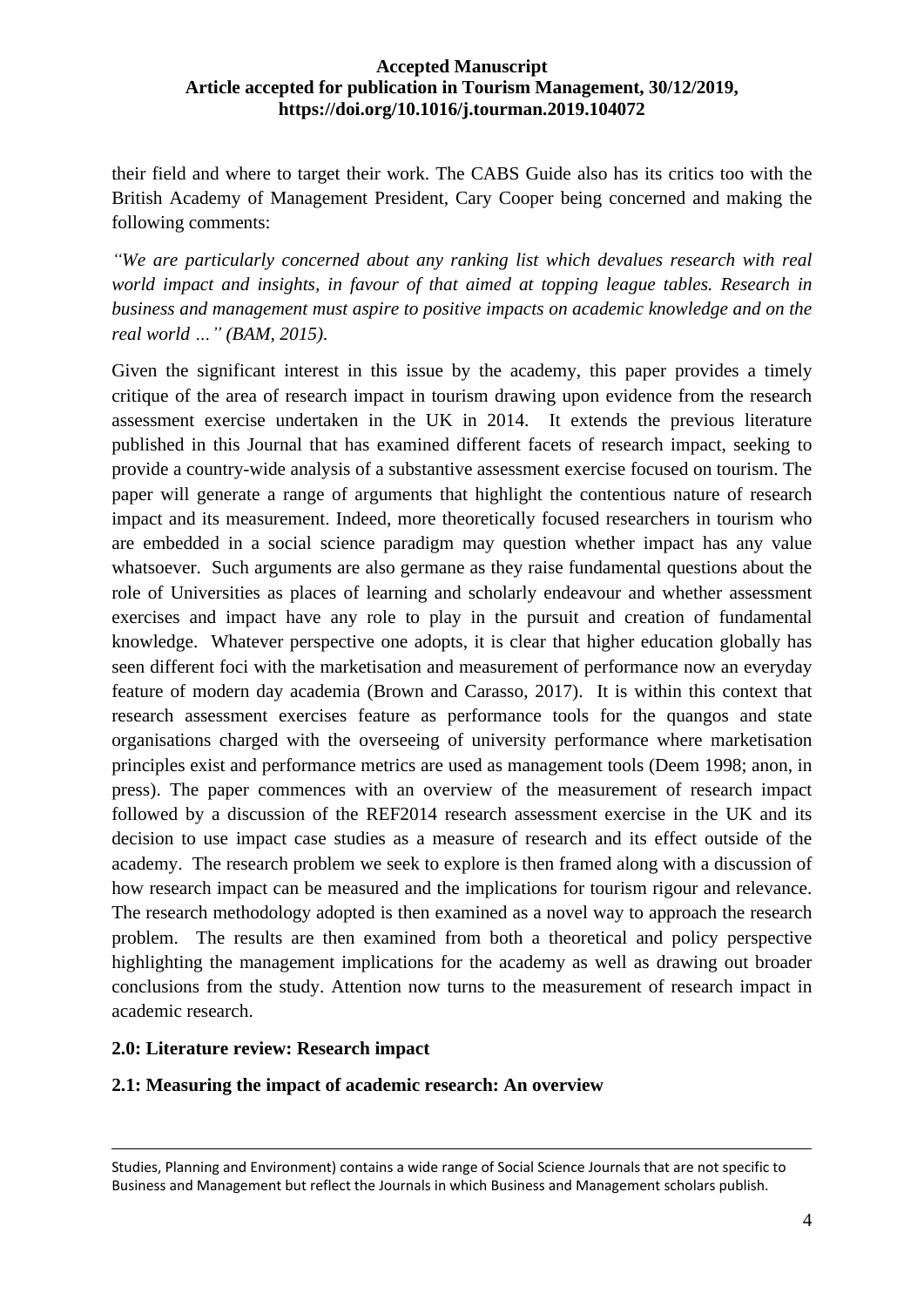their field and where to target their work. The CABS Guide also has its critics too with the British Academy of Management President, Cary Cooper being concerned and making the following comments:

*"We are particularly concerned about any ranking list which devalues research with real world impact and insights, in favour of that aimed at topping league tables. Research in business and management must aspire to positive impacts on academic knowledge and on the real world …" (BAM, 2015).*

Given the significant interest in this issue by the academy, this paper provides a timely critique of the area of research impact in tourism drawing upon evidence from the research assessment exercise undertaken in the UK in 2014. It extends the previous literature published in this Journal that has examined different facets of research impact, seeking to provide a country-wide analysis of a substantive assessment exercise focused on tourism. The paper will generate a range of arguments that highlight the contentious nature of research impact and its measurement. Indeed, more theoretically focused researchers in tourism who are embedded in a social science paradigm may question whether impact has any value whatsoever. Such arguments are also germane as they raise fundamental questions about the role of Universities as places of learning and scholarly endeavour and whether assessment exercises and impact have any role to play in the pursuit and creation of fundamental knowledge. Whatever perspective one adopts, it is clear that higher education globally has seen different foci with the marketisation and measurement of performance now an everyday feature of modern day academia (Brown and Carasso, 2017). It is within this context that research assessment exercises feature as performance tools for the quangos and state organisations charged with the overseeing of university performance where marketisation principles exist and performance metrics are used as management tools (Deem 1998; anon, in press). The paper commences with an overview of the measurement of research impact followed by a discussion of the REF2014 research assessment exercise in the UK and its decision to use impact case studies as a measure of research and its effect outside of the academy. The research problem we seek to explore is then framed along with a discussion of how research impact can be measured and the implications for tourism rigour and relevance. The research methodology adopted is then examined as a novel way to approach the research problem. The results are then examined from both a theoretical and policy perspective highlighting the management implications for the academy as well as drawing out broader conclusions from the study. Attention now turns to the measurement of research impact in academic research.

## 2.0: Literature review: Research impact

### 2.1: Measuring the impact of academic research: An overview

---

Studies, Planning and Environment) contains a wide range of Social Science Journals that are not specific to Business and Management but reflect the Journals in which Business and Management scholars publish.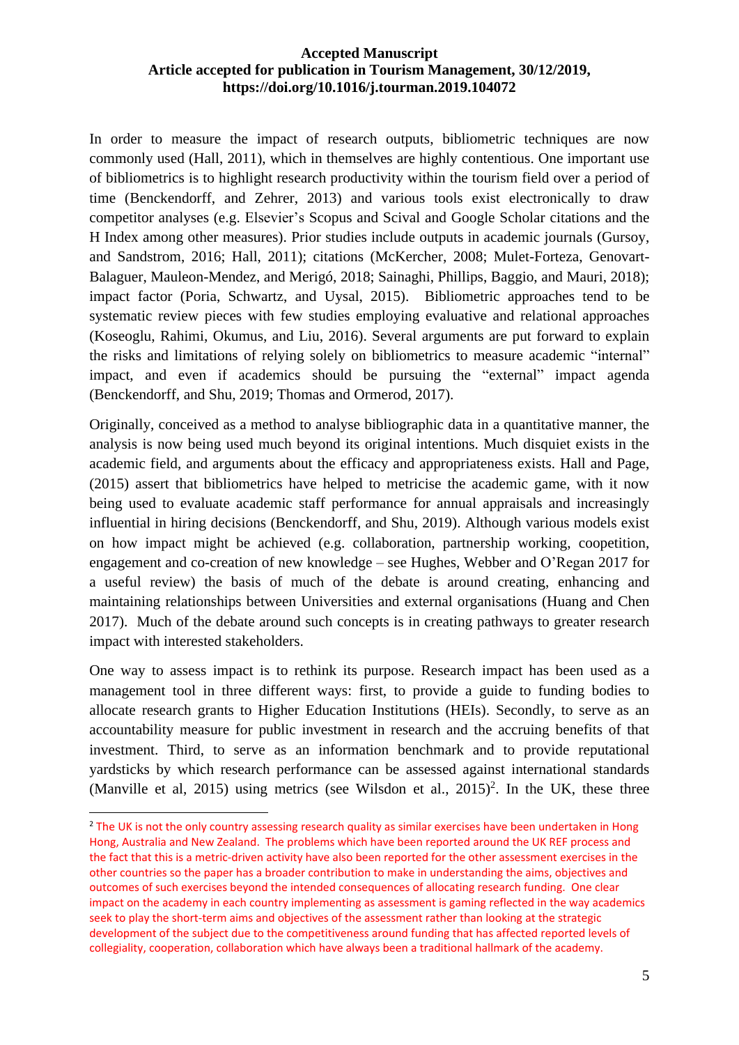In order to measure the impact of research outputs, bibliometric techniques are now commonly used (Hall, 2011), which in themselves are highly contentious. One important use of bibliometrics is to highlight research productivity within the tourism field over a period of time (Benckendorff, and Zehrer, 2013) and various tools exist electronically to draw competitor analyses (e.g. Elsevier's Scopus and Scival and Google Scholar citations and the H Index among other measures). Prior studies include outputs in academic journals (Gursoy, and Sandstrom, 2016; Hall, 2011); citations (McKercher, 2008; Mulet-Forteza, Genovart-Balaguer, Mauleon-Mendez, and Merigó, 2018; Sainaghi, Phillips, Baggio, and Mauri, 2018); impact factor (Poria, Schwartz, and Uysal, 2015). Bibliometric approaches tend to be systematic review pieces with few studies employing evaluative and relational approaches (Koseoglu, Rahimi, Okumus, and Liu, 2016). Several arguments are put forward to explain the risks and limitations of relying solely on bibliometrics to measure academic "internal" impact, and even if academics should be pursuing the "external" impact agenda (Benckendorff, and Shu, 2019; Thomas and Ormerod, 2017).

Originally, conceived as a method to analyse bibliographic data in a quantitative manner, the analysis is now being used much beyond its original intentions. Much disquiet exists in the academic field, and arguments about the efficacy and appropriateness exists. Hall and Page, (2015) assert that bibliometrics have helped to metricise the academic game, with it now being used to evaluate academic staff performance for annual appraisals and increasingly influential in hiring decisions (Benckendorff, and Shu, 2019). Although various models exist on how impact might be achieved (e.g. collaboration, partnership working, coopetition, engagement and co-creation of new knowledge – see Hughes, Webber and O'Regan 2017 for a useful review) the basis of much of the debate is around creating, enhancing and maintaining relationships between Universities and external organisations (Huang and Chen 2017). Much of the debate around such concepts is in creating pathways to greater research impact with interested stakeholders.

One way to assess impact is to rethink its purpose. Research impact has been used as a management tool in three different ways: first, to provide a guide to funding bodies to allocate research grants to Higher Education Institutions (HEIs). Secondly, to serve as an accountability measure for public investment in research and the accruing benefits of that investment. Third, to serve as an information benchmark and to provide reputational yardsticks by which research performance can be assessed against international standards (Manville et al, 2015) using metrics (see Wilsdon et al., 2015)[2]. In the UK, these three

[2] The UK is not the only country assessing research quality as similar exercises have been undertaken in Hong Hong, Australia and New Zealand. The problems which have been reported around the UK REF process and the fact that this is a metric-driven activity have also been reported for the other assessment exercises in the other countries so the paper has a broader contribution to make in understanding the aims, objectives and outcomes of such exercises beyond the intended consequences of allocating research funding. One clear impact on the academy in each country implementing as assessment is gaming reflected in the way academics seek to play the short-term aims and objectives of the assessment rather than looking at the strategic development of the subject due to the competitiveness around funding that has affected reported levels of collegiality, cooperation, collaboration which have always been a traditional hallmark of the academy.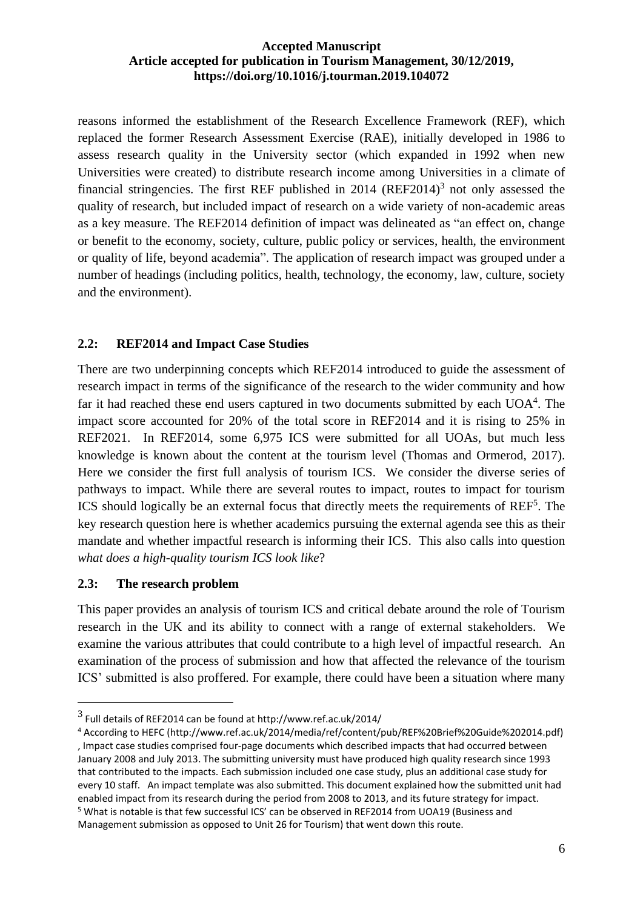reasons informed the establishment of the Research Excellence Framework (REF), which replaced the former Research Assessment Exercise (RAE), initially developed in 1986 to assess research quality in the University sector (which expanded in 1992 when new Universities were created) to distribute research income among Universities in a climate of financial stringencies. The first REF published in 2014 (REF2014)[3] not only assessed the quality of research, but included impact of research on a wide variety of non-academic areas as a key measure. The REF2014 definition of impact was delineated as "an effect on, change or benefit to the economy, society, culture, public policy or services, health, the environment or quality of life, beyond academia". The application of research impact was grouped under a number of headings (including politics, health, technology, the economy, law, culture, society and the environment).

## 2.2: REF2014 and Impact Case Studies

There are two underpinning concepts which REF2014 introduced to guide the assessment of research impact in terms of the significance of the research to the wider community and how far it had reached these end users captured in two documents submitted by each UOA[4]. The impact score accounted for 20% of the total score in REF2014 and it is rising to 25% in REF2021. In REF2014, some 6,975 ICS were submitted for all UOAs, but much less knowledge is known about the content at the tourism level (Thomas and Ormerod, 2017). Here we consider the first full analysis of tourism ICS. We consider the diverse series of pathways to impact. While there are several routes to impact, routes to impact for tourism ICS should logically be an external focus that directly meets the requirements of REF[5]. The key research question here is whether academics pursuing the external agenda see this as their mandate and whether impactful research is informing their ICS. This also calls into question *what does a high-quality tourism ICS look like*?

## 2.3: The research problem

This paper provides an analysis of tourism ICS and critical debate around the role of Tourism research in the UK and its ability to connect with a range of external stakeholders. We examine the various attributes that could contribute to a high level of impactful research. An examination of the process of submission and how that affected the relevance of the tourism ICS' submitted is also proffered. For example, there could have been a situation where many

---

[3] Full details of REF2014 can be found at http://www.ref.ac.uk/2014/

[4] According to HEFC (http://www.ref.ac.uk/2014/media/ref/content/pub/REF%20Brief%20Guide%202014.pdf), Impact case studies comprised four-page documents which described impacts that had occurred between January 2008 and July 2013. The submitting university must have produced high quality research since 1993 that contributed to the impacts. Each submission included one case study, plus an additional case study for every 10 staff. An impact template was also submitted. This document explained how the submitted unit had enabled impact from its research during the period from 2008 to 2013, and its future strategy for impact.

[5] What is notable is that few successful ICS' can be observed in REF2014 from UOA19 (Business and Management submission as opposed to Unit 26 for Tourism) that went down this route.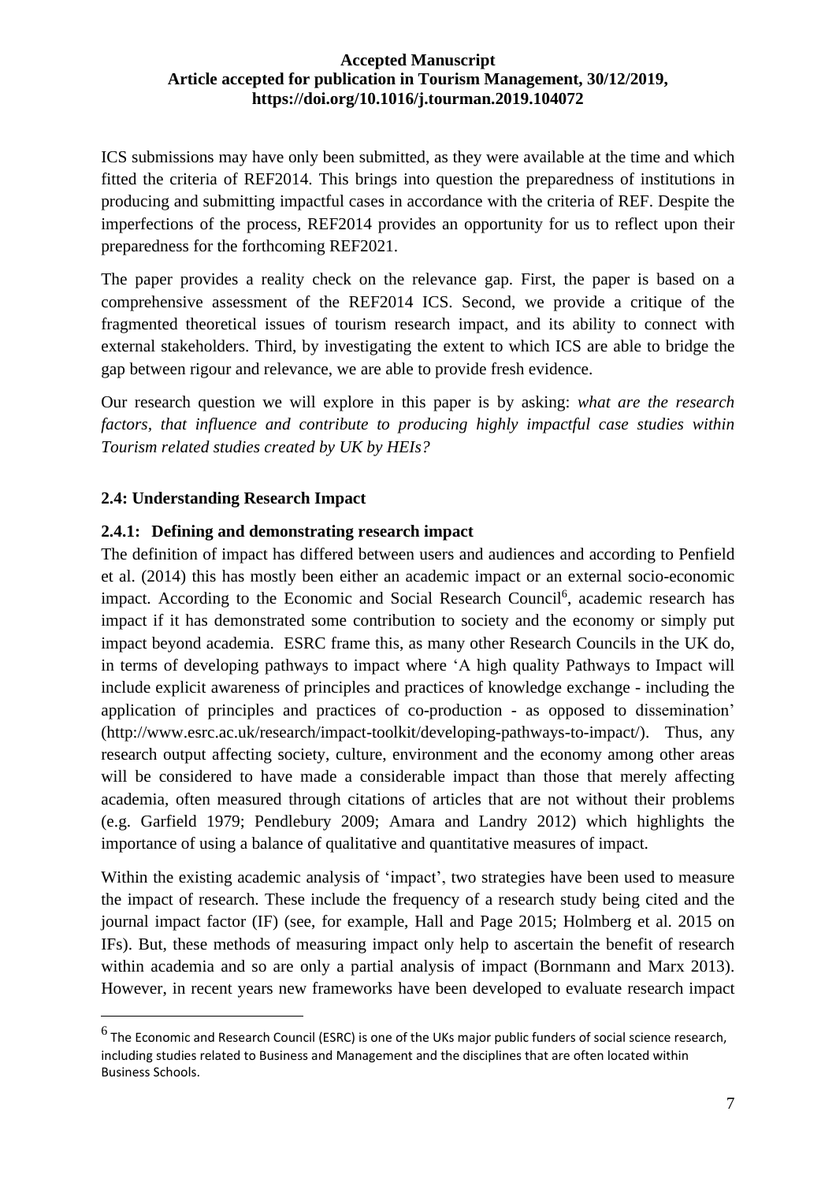ICS submissions may have only been submitted, as they were available at the time and which fitted the criteria of REF2014. This brings into question the preparedness of institutions in producing and submitting impactful cases in accordance with the criteria of REF. Despite the imperfections of the process, REF2014 provides an opportunity for us to reflect upon their preparedness for the forthcoming REF2021.

The paper provides a reality check on the relevance gap. First, the paper is based on a comprehensive assessment of the REF2014 ICS. Second, we provide a critique of the fragmented theoretical issues of tourism research impact, and its ability to connect with external stakeholders. Third, by investigating the extent to which ICS are able to bridge the gap between rigour and relevance, we are able to provide fresh evidence.

Our research question we will explore in this paper is by asking: *what are the research factors, that influence and contribute to producing highly impactful case studies within Tourism related studies created by UK by HEIs?*

## 2.4: Understanding Research Impact

### 2.4.1: Defining and demonstrating research impact

The definition of impact has differed between users and audiences and according to Penfield et al. (2014) this has mostly been either an academic impact or an external socio-economic impact. According to the Economic and Social Research Council[6], academic research has impact if it has demonstrated some contribution to society and the economy or simply put impact beyond academia. ESRC frame this, as many other Research Councils in the UK do, in terms of developing pathways to impact where 'A high quality Pathways to Impact will include explicit awareness of principles and practices of knowledge exchange - including the application of principles and practices of co-production - as opposed to dissemination' (http://www.esrc.ac.uk/research/impact-toolkit/developing-pathways-to-impact/). Thus, any research output affecting society, culture, environment and the economy among other areas will be considered to have made a considerable impact than those that merely affecting academia, often measured through citations of articles that are not without their problems (e.g. Garfield 1979; Pendlebury 2009; Amara and Landry 2012) which highlights the importance of using a balance of qualitative and quantitative measures of impact.

Within the existing academic analysis of 'impact', two strategies have been used to measure the impact of research. These include the frequency of a research study being cited and the journal impact factor (IF) (see, for example, Hall and Page 2015; Holmberg et al. 2015 on IFs). But, these methods of measuring impact only help to ascertain the benefit of research within academia and so are only a partial analysis of impact (Bornmann and Marx 2013). However, in recent years new frameworks have been developed to evaluate research impact

---

[6] The Economic and Research Council (ESRC) is one of the UKs major public funders of social science research, including studies related to Business and Management and the disciplines that are often located within Business Schools.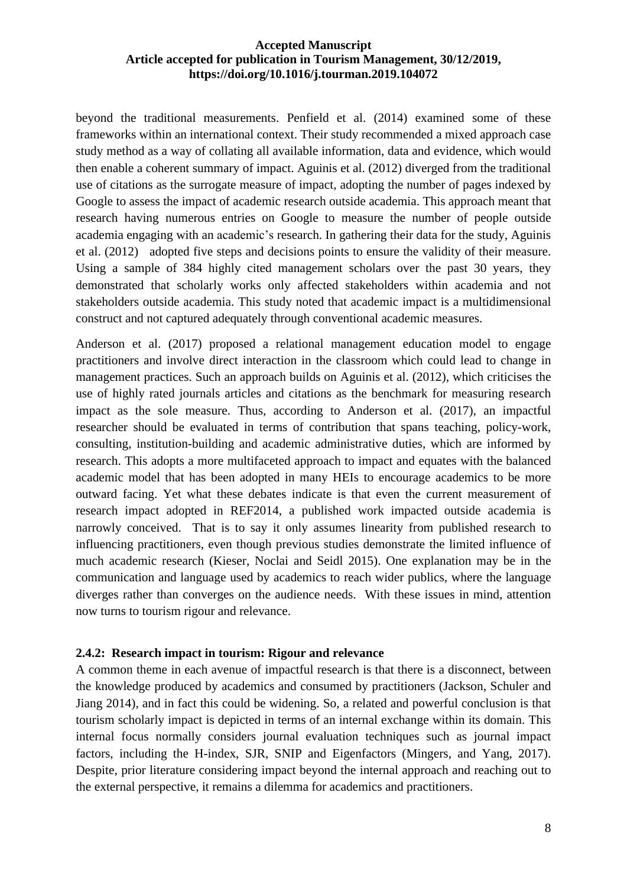beyond the traditional measurements. Penfield et al. (2014) examined some of these frameworks within an international context. Their study recommended a mixed approach case study method as a way of collating all available information, data and evidence, which would then enable a coherent summary of impact. Aguinis et al. (2012) diverged from the traditional use of citations as the surrogate measure of impact, adopting the number of pages indexed by Google to assess the impact of academic research outside academia. This approach meant that research having numerous entries on Google to measure the number of people outside academia engaging with an academic's research. In gathering their data for the study, Aguinis et al. (2012) adopted five steps and decisions points to ensure the validity of their measure. Using a sample of 384 highly cited management scholars over the past 30 years, they demonstrated that scholarly works only affected stakeholders within academia and not stakeholders outside academia. This study noted that academic impact is a multidimensional construct and not captured adequately through conventional academic measures.

Anderson et al. (2017) proposed a relational management education model to engage practitioners and involve direct interaction in the classroom which could lead to change in management practices. Such an approach builds on Aguinis et al. (2012), which criticises the use of highly rated journals articles and citations as the benchmark for measuring research impact as the sole measure. Thus, according to Anderson et al. (2017), an impactful researcher should be evaluated in terms of contribution that spans teaching, policy-work, consulting, institution-building and academic administrative duties, which are informed by research. This adopts a more multifaceted approach to impact and equates with the balanced academic model that has been adopted in many HEIs to encourage academics to be more outward facing. Yet what these debates indicate is that even the current measurement of research impact adopted in REF2014, a published work impacted outside academia is narrowly conceived. That is to say it only assumes linearity from published research to influencing practitioners, even though previous studies demonstrate the limited influence of much academic research (Kieser, Noclai and Seidl 2015). One explanation may be in the communication and language used by academics to reach wider publics, where the language diverges rather than converges on the audience needs. With these issues in mind, attention now turns to tourism rigour and relevance.

#### 2.4.2: Research impact in tourism: Rigour and relevance

A common theme in each avenue of impactful research is that there is a disconnect, between the knowledge produced by academics and consumed by practitioners (Jackson, Schuler and Jiang 2014), and in fact this could be widening. So, a related and powerful conclusion is that tourism scholarly impact is depicted in terms of an internal exchange within its domain. This internal focus normally considers journal evaluation techniques such as journal impact factors, including the H-index, SJR, SNIP and Eigenfactors (Mingers, and Yang, 2017). Despite, prior literature considering impact beyond the internal approach and reaching out to the external perspective, it remains a dilemma for academics and practitioners.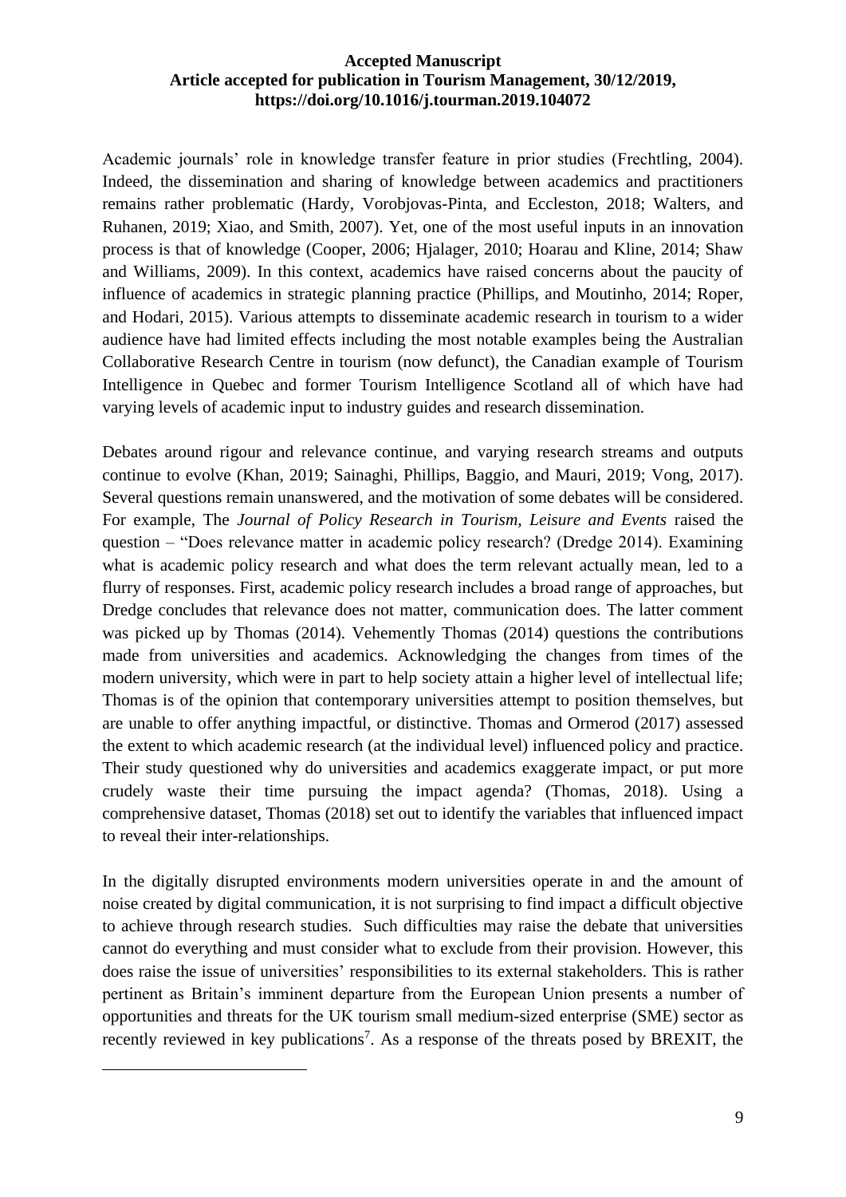Academic journals' role in knowledge transfer feature in prior studies (Frechtling, 2004). Indeed, the dissemination and sharing of knowledge between academics and practitioners remains rather problematic (Hardy, Vorobjovas-Pinta, and Eccleston, 2018; Walters, and Ruhanen, 2019; Xiao, and Smith, 2007). Yet, one of the most useful inputs in an innovation process is that of knowledge (Cooper, 2006; Hjalager, 2010; Hoarau and Kline, 2014; Shaw and Williams, 2009). In this context, academics have raised concerns about the paucity of influence of academics in strategic planning practice (Phillips, and Moutinho, 2014; Roper, and Hodari, 2015). Various attempts to disseminate academic research in tourism to a wider audience have had limited effects including the most notable examples being the Australian Collaborative Research Centre in tourism (now defunct), the Canadian example of Tourism Intelligence in Quebec and former Tourism Intelligence Scotland all of which have had varying levels of academic input to industry guides and research dissemination.

Debates around rigour and relevance continue, and varying research streams and outputs continue to evolve (Khan, 2019; Sainaghi, Phillips, Baggio, and Mauri, 2019; Vong, 2017). Several questions remain unanswered, and the motivation of some debates will be considered. For example, The *Journal of Policy Research in Tourism, Leisure and Events* raised the question – "Does relevance matter in academic policy research? (Dredge 2014). Examining what is academic policy research and what does the term relevant actually mean, led to a flurry of responses. First, academic policy research includes a broad range of approaches, but Dredge concludes that relevance does not matter, communication does. The latter comment was picked up by Thomas (2014). Vehemently Thomas (2014) questions the contributions made from universities and academics. Acknowledging the changes from times of the modern university, which were in part to help society attain a higher level of intellectual life; Thomas is of the opinion that contemporary universities attempt to position themselves, but are unable to offer anything impactful, or distinctive. Thomas and Ormerod (2017) assessed the extent to which academic research (at the individual level) influenced policy and practice. Their study questioned why do universities and academics exaggerate impact, or put more crudely waste their time pursuing the impact agenda? (Thomas, 2018). Using a comprehensive dataset, Thomas (2018) set out to identify the variables that influenced impact to reveal their inter-relationships.

In the digitally disrupted environments modern universities operate in and the amount of noise created by digital communication, it is not surprising to find impact a difficult objective to achieve through research studies. Such difficulties may raise the debate that universities cannot do everything and must consider what to exclude from their provision. However, this does raise the issue of universities' responsibilities to its external stakeholders. This is rather pertinent as Britain's imminent departure from the European Union presents a number of opportunities and threats for the UK tourism small medium-sized enterprise (SME) sector as recently reviewed in key publications[7]. As a response of the threats posed by BREXIT, the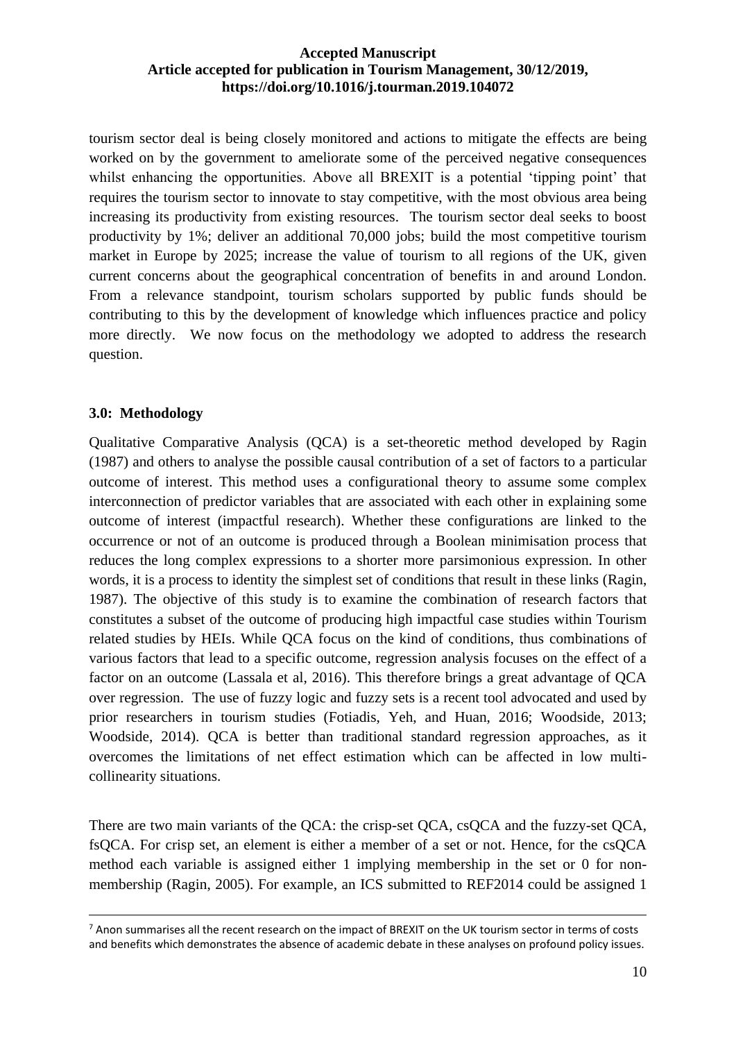tourism sector deal is being closely monitored and actions to mitigate the effects are being worked on by the government to ameliorate some of the perceived negative consequences whilst enhancing the opportunities. Above all BREXIT is a potential 'tipping point' that requires the tourism sector to innovate to stay competitive, with the most obvious area being increasing its productivity from existing resources. The tourism sector deal seeks to boost productivity by 1%; deliver an additional 70,000 jobs; build the most competitive tourism market in Europe by 2025; increase the value of tourism to all regions of the UK, given current concerns about the geographical concentration of benefits in and around London. From a relevance standpoint, tourism scholars supported by public funds should be contributing to this by the development of knowledge which influences practice and policy more directly. We now focus on the methodology we adopted to address the research question.

## 3.0: Methodology

Qualitative Comparative Analysis (QCA) is a set-theoretic method developed by Ragin (1987) and others to analyse the possible causal contribution of a set of factors to a particular outcome of interest. This method uses a configurational theory to assume some complex interconnection of predictor variables that are associated with each other in explaining some outcome of interest (impactful research). Whether these configurations are linked to the occurrence or not of an outcome is produced through a Boolean minimisation process that reduces the long complex expressions to a shorter more parsimonious expression. In other words, it is a process to identity the simplest set of conditions that result in these links (Ragin, 1987). The objective of this study is to examine the combination of research factors that constitutes a subset of the outcome of producing high impactful case studies within Tourism related studies by HEIs. While QCA focus on the kind of conditions, thus combinations of various factors that lead to a specific outcome, regression analysis focuses on the effect of a factor on an outcome (Lassala et al, 2016). This therefore brings a great advantage of QCA over regression. The use of fuzzy logic and fuzzy sets is a recent tool advocated and used by prior researchers in tourism studies (Fotiadis, Yeh, and Huan, 2016; Woodside, 2013; Woodside, 2014). QCA is better than traditional standard regression approaches, as it overcomes the limitations of net effect estimation which can be affected in low multi-collinearity situations.

There are two main variants of the QCA: the crisp-set QCA, csQCA and the fuzzy-set QCA, fsQCA. For crisp set, an element is either a member of a set or not. Hence, for the csQCA method each variable is assigned either 1 implying membership in the set or 0 for non-membership (Ragin, 2005). For example, an ICS submitted to REF2014 could be assigned 1

---

[7] Anon summarises all the recent research on the impact of BREXIT on the UK tourism sector in terms of costs and benefits which demonstrates the absence of academic debate in these analyses on profound policy issues.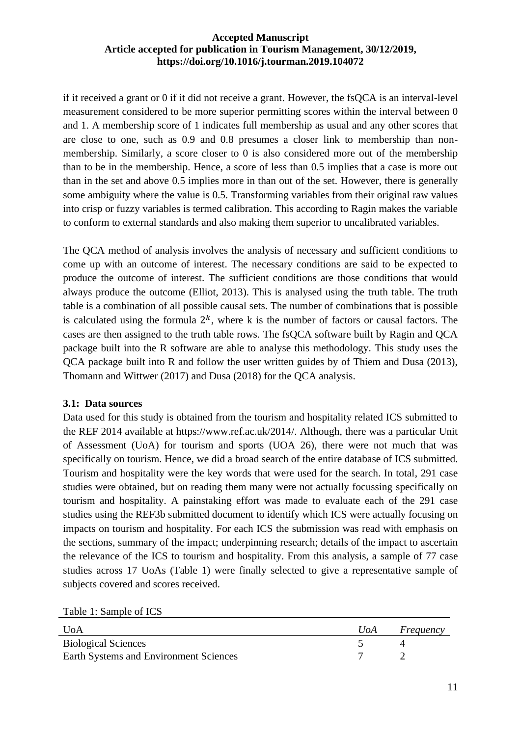if it received a grant or 0 if it did not receive a grant. However, the fsQCA is an interval-level measurement considered to be more superior permitting scores within the interval between 0 and 1. A membership score of 1 indicates full membership as usual and any other scores that are close to one, such as 0.9 and 0.8 presumes a closer link to membership than non-membership. Similarly, a score closer to 0 is also considered more out of the membership than to be in the membership. Hence, a score of less than 0.5 implies that a case is more out than in the set and above 0.5 implies more in than out of the set. However, there is generally some ambiguity where the value is 0.5. Transforming variables from their original raw values into crisp or fuzzy variables is termed calibration. This according to Ragin makes the variable to conform to external standards and also making them superior to uncalibrated variables.

The QCA method of analysis involves the analysis of necessary and sufficient conditions to come up with an outcome of interest. The necessary conditions are said to be expected to produce the outcome of interest. The sufficient conditions are those conditions that would always produce the outcome (Elliot, 2013). This is analysed using the truth table. The truth table is a combination of all possible causal sets. The number of combinations that is possible is calculated using the formula $2^k$, where k is the number of factors or causal factors. The cases are then assigned to the truth table rows. The fsQCA software built by Ragin and QCA package built into the R software are able to analyse this methodology. This study uses the QCA package built into R and follow the user written guides by of Thiem and Dusa (2013), Thomann and Wittwer (2017) and Dusa (2018) for the QCA analysis.

### 3.1: Data sources

Data used for this study is obtained from the tourism and hospitality related ICS submitted to the REF 2014 available at https://www.ref.ac.uk/2014/. Although, there was a particular Unit of Assessment (UoA) for tourism and sports (UOA 26), there were not much that was specifically on tourism. Hence, we did a broad search of the entire database of ICS submitted. Tourism and hospitality were the key words that were used for the search. In total, 291 case studies were obtained, but on reading them many were not actually focussing specifically on tourism and hospitality. A painstaking effort was made to evaluate each of the 291 case studies using the REF3b submitted document to identify which ICS were actually focusing on impacts on tourism and hospitality. For each ICS the submission was read with emphasis on the sections, summary of the impact; underpinning research; details of the impact to ascertain the relevance of the ICS to tourism and hospitality. From this analysis, a sample of 77 case studies across 17 UoAs (Table 1) were finally selected to give a representative sample of subjects covered and scores received.

Table 1: Sample of ICS

| UoA | *UoA* | *Frequency* |
|---|---|---|
| Biological Sciences | 5 | 4 |
| Earth Systems and Environment Sciences | 7 | 2 |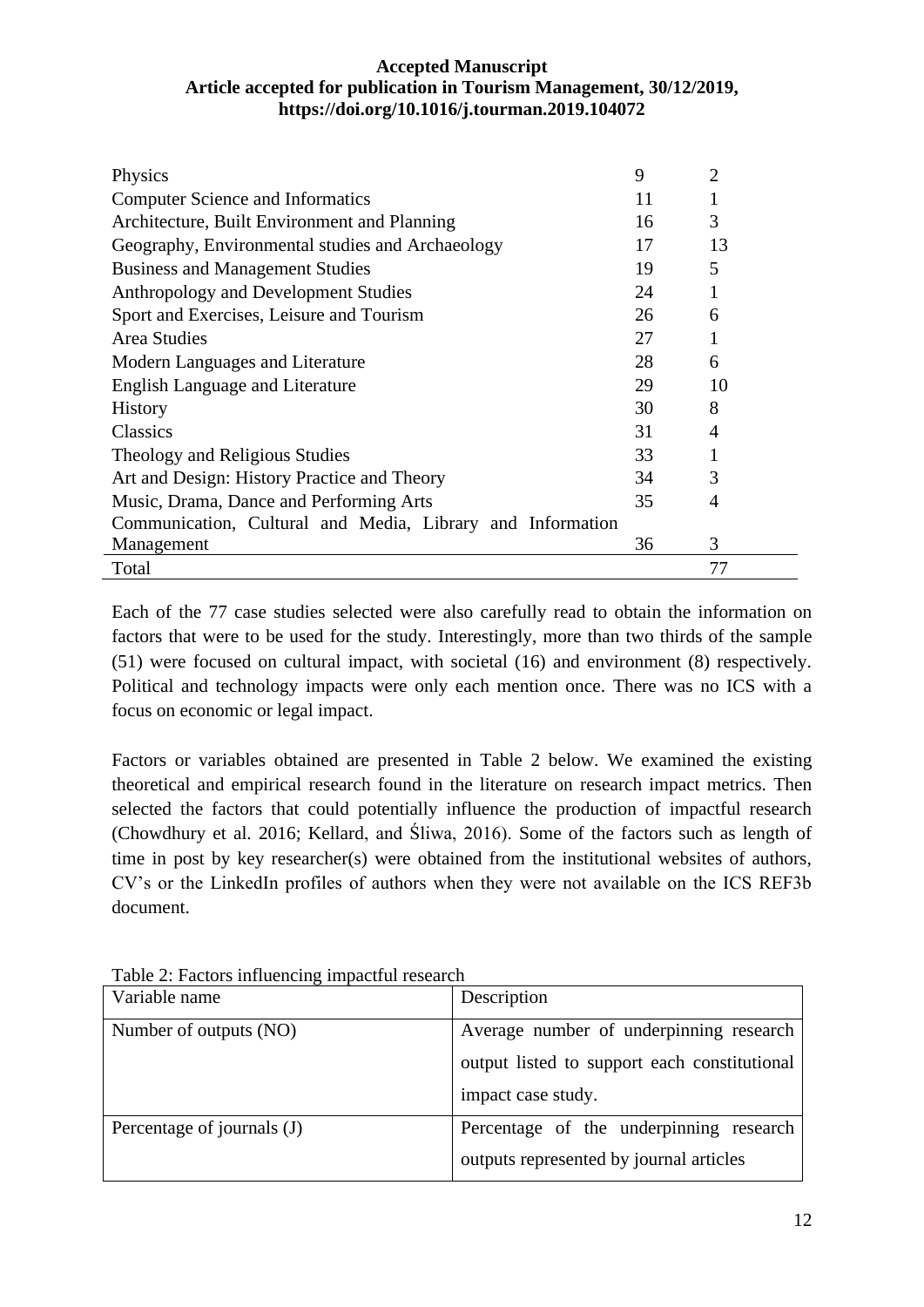| | | |
|---|---|---|
| Physics | 9 | 2 |
| Computer Science and Informatics | 11 | 1 |
| Architecture, Built Environment and Planning | 16 | 3 |
| Geography, Environmental studies and Archaeology | 17 | 13 |
| Business and Management Studies | 19 | 5 |
| Anthropology and Development Studies | 24 | 1 |
| Sport and Exercises, Leisure and Tourism | 26 | 6 |
| Area Studies | 27 | 1 |
| Modern Languages and Literature | 28 | 6 |
| English Language and Literature | 29 | 10 |
| History | 30 | 8 |
| Classics | 31 | 4 |
| Theology and Religious Studies | 33 | 1 |
| Art and Design: History Practice and Theory | 34 | 3 |
| Music, Drama, Dance and Performing Arts | 35 | 4 |
| Communication, Cultural and Media, Library and Information Management | 36 | 3 |
| Total | | 77 |

Each of the 77 case studies selected were also carefully read to obtain the information on factors that were to be used for the study. Interestingly, more than two thirds of the sample (51) were focused on cultural impact, with societal (16) and environment (8) respectively. Political and technology impacts were only each mention once. There was no ICS with a focus on economic or legal impact.

Factors or variables obtained are presented in Table 2 below. We examined the existing theoretical and empirical research found in the literature on research impact metrics. Then selected the factors that could potentially influence the production of impactful research (Chowdhury et al. 2016; Kellard, and Śliwa, 2016). Some of the factors such as length of time in post by key researcher(s) were obtained from the institutional websites of authors, CV's or the LinkedIn profiles of authors when they were not available on the ICS REF3b document.

Table 2: Factors influencing impactful research

| Variable name | Description |
|---|---|
| Number of outputs (NO) | Average number of underpinning research output listed to support each constitutional impact case study. |
| Percentage of journals (J) | Percentage of the underpinning research outputs represented by journal articles |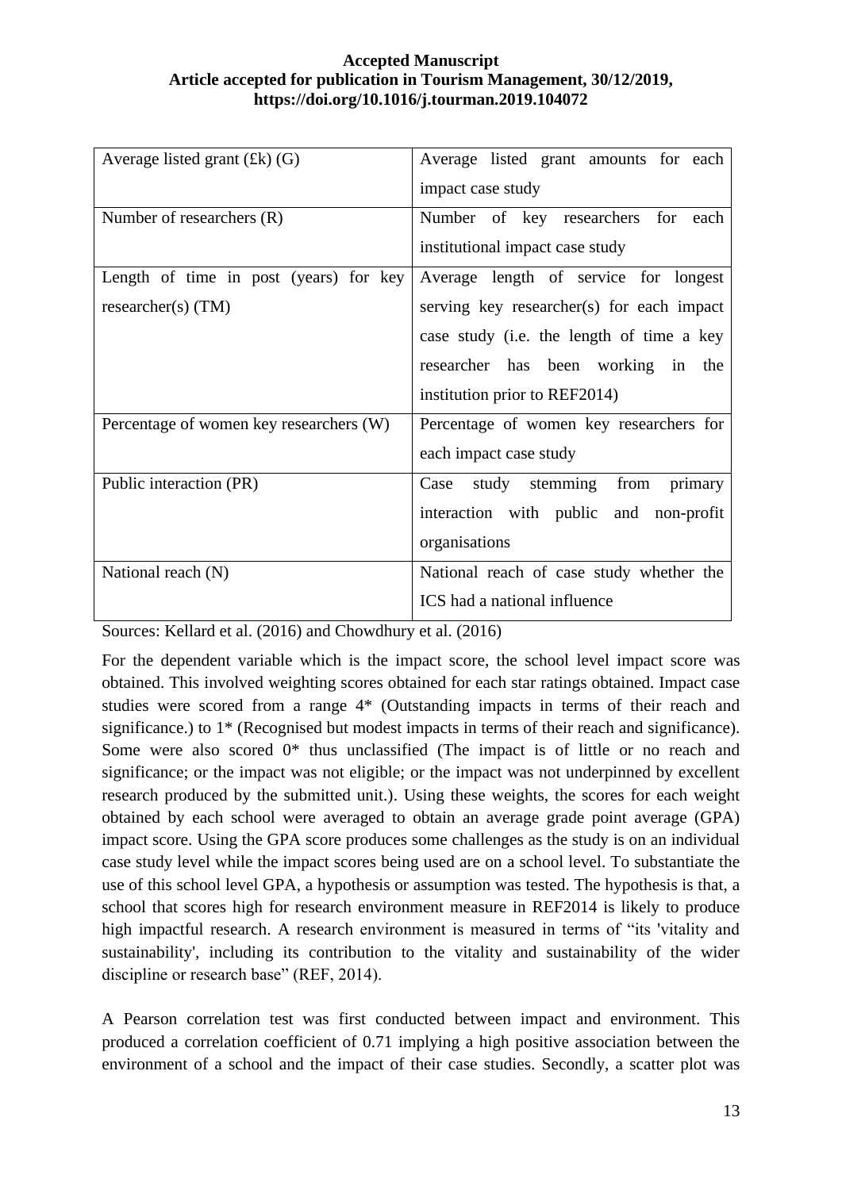| Average listed grant (£k) (G) | Average listed grant amounts for each impact case study |
|---|---|
| Number of researchers (R) | Number of key researchers for each institutional impact case study |
| Length of time in post (years) for key researcher(s) (TM) | Average length of service for longest serving key researcher(s) for each impact case study (i.e. the length of time a key researcher has been working in the institution prior to REF2014) |
| Percentage of women key researchers (W) | Percentage of women key researchers for each impact case study |
| Public interaction (PR) | Case study stemming from primary interaction with public and non-profit organisations |
| National reach (N) | National reach of case study whether the ICS had a national influence |

Sources: Kellard et al. (2016) and Chowdhury et al. (2016)

For the dependent variable which is the impact score, the school level impact score was obtained. This involved weighting scores obtained for each star ratings obtained. Impact case studies were scored from a range 4* (Outstanding impacts in terms of their reach and significance.) to 1* (Recognised but modest impacts in terms of their reach and significance). Some were also scored 0* thus unclassified (The impact is of little or no reach and significance; or the impact was not eligible; or the impact was not underpinned by excellent research produced by the submitted unit.). Using these weights, the scores for each weight obtained by each school were averaged to obtain an average grade point average (GPA) impact score. Using the GPA score produces some challenges as the study is on an individual case study level while the impact scores being used are on a school level. To substantiate the use of this school level GPA, a hypothesis or assumption was tested. The hypothesis is that, a school that scores high for research environment measure in REF2014 is likely to produce high impactful research. A research environment is measured in terms of "its 'vitality and sustainability', including its contribution to the vitality and sustainability of the wider discipline or research base" (REF, 2014).

A Pearson correlation test was first conducted between impact and environment. This produced a correlation coefficient of 0.71 implying a high positive association between the environment of a school and the impact of their case studies. Secondly, a scatter plot was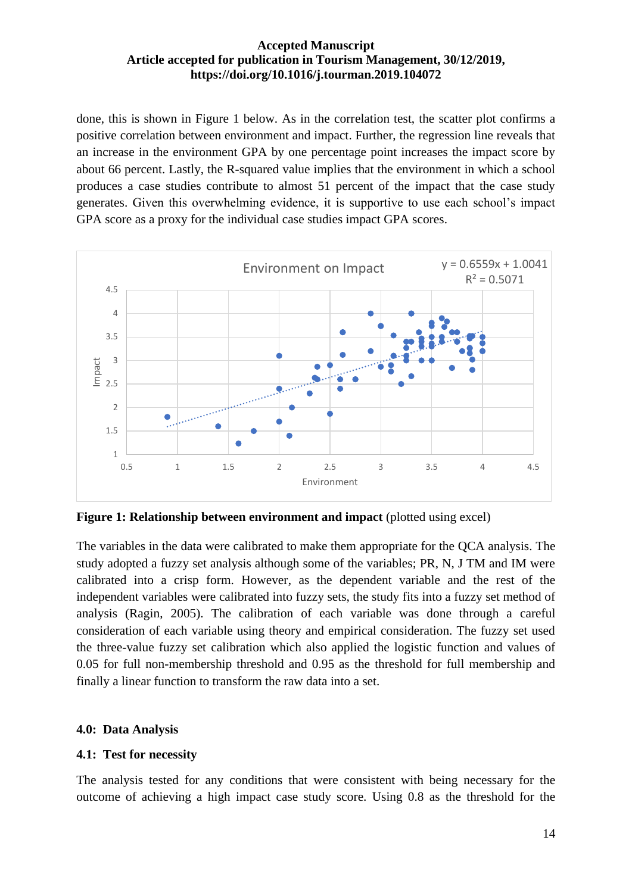done, this is shown in Figure 1 below. As in the correlation test, the scatter plot confirms a positive correlation between environment and impact. Further, the regression line reveals that an increase in the environment GPA by one percentage point increases the impact score by about 66 percent. Lastly, the R-squared value implies that the environment in which a school produces a case studies contribute to almost 51 percent of the impact that the case study generates. Given this overwhelming evidence, it is supportive to use each school's impact GPA score as a proxy for the individual case studies impact GPA scores.

**Figure 1: Relationship between environment and impact** (plotted using excel)

The variables in the data were calibrated to make them appropriate for the QCA analysis. The study adopted a fuzzy set analysis although some of the variables; PR, N, J TM and IM were calibrated into a crisp form. However, as the dependent variable and the rest of the independent variables were calibrated into fuzzy sets, the study fits into a fuzzy set method of analysis (Ragin, 2005). The calibration of each variable was done through a careful consideration of each variable using theory and empirical consideration. The fuzzy set used the three-value fuzzy set calibration which also applied the logistic function and values of 0.05 for full non-membership threshold and 0.95 as the threshold for full membership and finally a linear function to transform the raw data into a set.

## 4.0: Data Analysis

### 4.1: Test for necessity

The analysis tested for any conditions that were consistent with being necessary for the outcome of achieving a high impact case study score. Using 0.8 as the threshold for the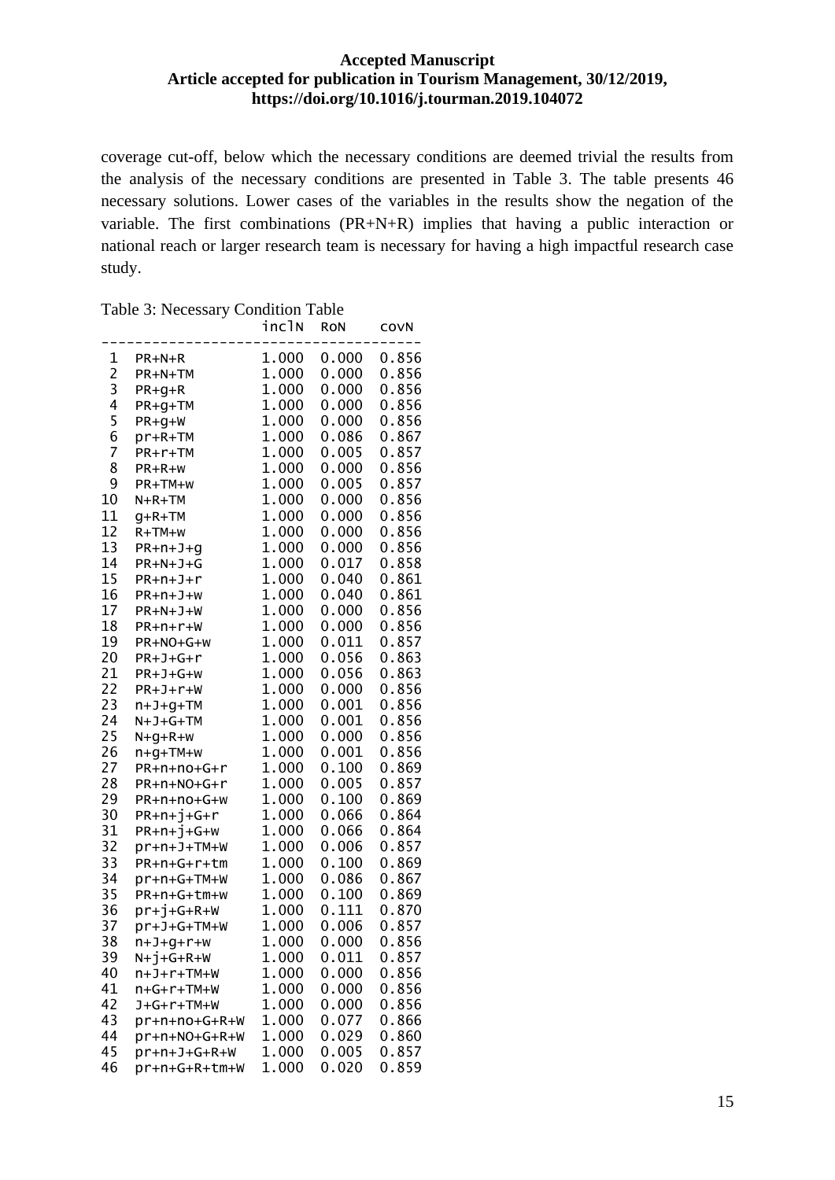coverage cut-off, below which the necessary conditions are deemed trivial the results from the analysis of the necessary conditions are presented in Table 3. The table presents 46 necessary solutions. Lower cases of the variables in the results show the negation of the variable. The first combinations (PR+N+R) implies that having a public interaction or national reach or larger research team is necessary for having a high impactful research case study.

Table 3: Necessary Condition Table

| | | inclN | RoN | covN |
|---|---|---|---|---|
| 1 | PR+N+R | 1.000 | 0.000 | 0.856 |
| 2 | PR+N+TM | 1.000 | 0.000 | 0.856 |
| 3 | PR+g+R | 1.000 | 0.000 | 0.856 |
| 4 | PR+g+TM | 1.000 | 0.000 | 0.856 |
| 5 | PR+g+W | 1.000 | 0.000 | 0.856 |
| 6 | pr+R+TM | 1.000 | 0.086 | 0.867 |
| 7 | PR+r+TM | 1.000 | 0.005 | 0.857 |
| 8 | PR+R+w | 1.000 | 0.000 | 0.856 |
| 9 | PR+TM+w | 1.000 | 0.005 | 0.857 |
| 10 | N+R+TM | 1.000 | 0.000 | 0.856 |
| 11 | g+R+TM | 1.000 | 0.000 | 0.856 |
| 12 | R+TM+w | 1.000 | 0.000 | 0.856 |
| 13 | PR+n+J+g | 1.000 | 0.000 | 0.856 |
| 14 | PR+N+J+G | 1.000 | 0.017 | 0.858 |
| 15 | PR+n+J+r | 1.000 | 0.040 | 0.861 |
| 16 | PR+n+J+w | 1.000 | 0.040 | 0.861 |
| 17 | PR+N+J+W | 1.000 | 0.000 | 0.856 |
| 18 | PR+n+r+W | 1.000 | 0.000 | 0.856 |
| 19 | PR+NO+G+w | 1.000 | 0.011 | 0.857 |
| 20 | PR+J+G+r | 1.000 | 0.056 | 0.863 |
| 21 | PR+J+G+w | 1.000 | 0.056 | 0.863 |
| 22 | PR+J+r+W | 1.000 | 0.000 | 0.856 |
| 23 | n+J+g+TM | 1.000 | 0.001 | 0.856 |
| 24 | N+J+G+TM | 1.000 | 0.001 | 0.856 |
| 25 | N+g+R+w | 1.000 | 0.000 | 0.856 |
| 26 | n+g+TM+w | 1.000 | 0.001 | 0.856 |
| 27 | PR+n+no+G+r | 1.000 | 0.100 | 0.869 |
| 28 | PR+n+NO+G+r | 1.000 | 0.005 | 0.857 |
| 29 | PR+n+no+G+w | 1.000 | 0.100 | 0.869 |
| 30 | PR+n+j+G+r | 1.000 | 0.066 | 0.864 |
| 31 | PR+n+j+G+w | 1.000 | 0.066 | 0.864 |
| 32 | pr+n+J+TM+W | 1.000 | 0.006 | 0.857 |
| 33 | PR+n+G+r+tm | 1.000 | 0.100 | 0.869 |
| 34 | pr+n+G+TM+W | 1.000 | 0.086 | 0.867 |
| 35 | PR+n+G+tm+w | 1.000 | 0.100 | 0.869 |
| 36 | pr+j+G+R+W | 1.000 | 0.111 | 0.870 |
| 37 | pr+J+G+TM+W | 1.000 | 0.006 | 0.857 |
| 38 | n+J+g+r+w | 1.000 | 0.000 | 0.856 |
| 39 | N+j+G+R+W | 1.000 | 0.011 | 0.857 |
| 40 | n+J+r+TM+W | 1.000 | 0.000 | 0.856 |
| 41 | n+G+r+TM+W | 1.000 | 0.000 | 0.856 |
| 42 | J+G+r+TM+W | 1.000 | 0.000 | 0.856 |
| 43 | pr+n+no+G+R+W | 1.000 | 0.077 | 0.866 |
| 44 | pr+n+NO+G+R+W | 1.000 | 0.029 | 0.860 |
| 45 | pr+n+J+G+R+W | 1.000 | 0.005 | 0.857 |
| 46 | pr+n+G+R+tm+W | 1.000 | 0.020 | 0.859 |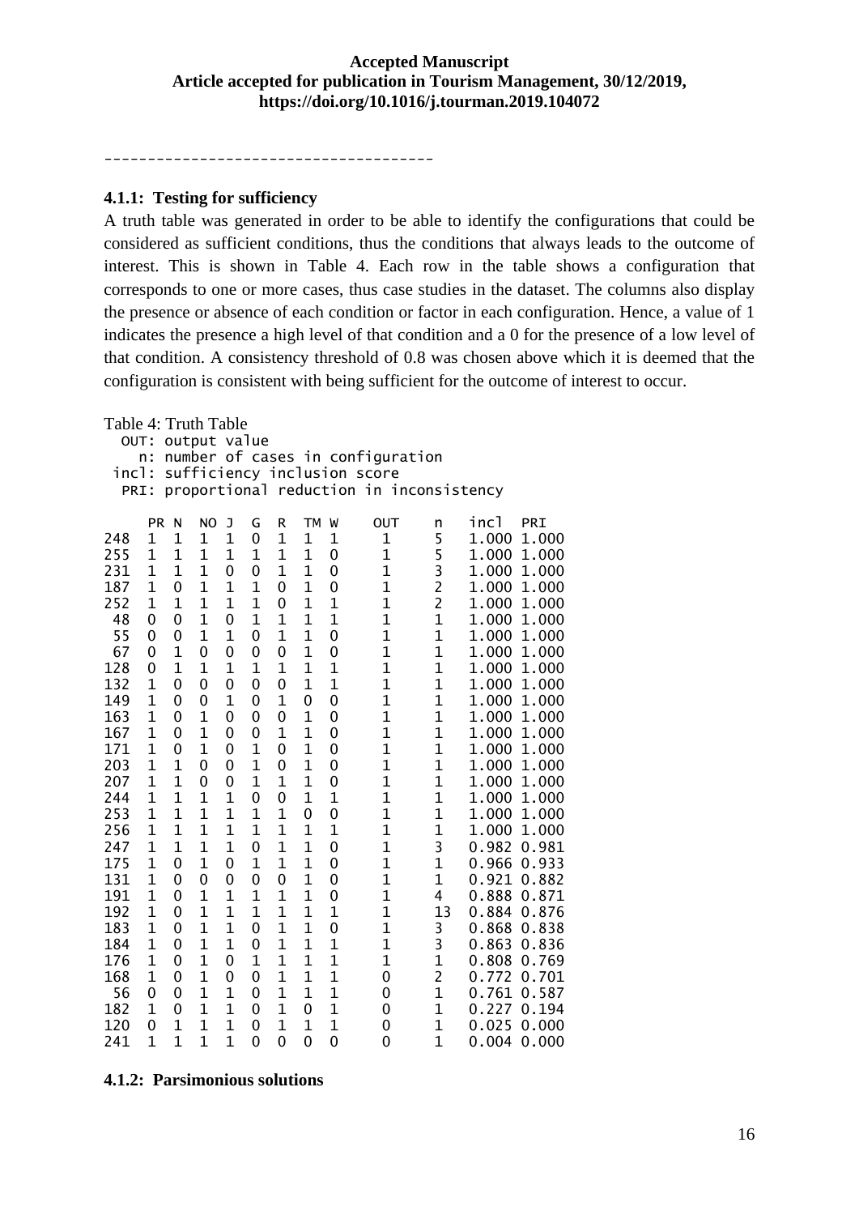--------------------------------------

#### 4.1.1: Testing for sufficiency

A truth table was generated in order to be able to identify the configurations that could be considered as sufficient conditions, thus the conditions that always leads to the outcome of interest. This is shown in Table 4. Each row in the table shows a configuration that corresponds to one or more cases, thus case studies in the dataset. The columns also display the presence or absence of each condition or factor in each configuration. Hence, a value of 1 indicates the presence a high level of that condition and a 0 for the presence of a low level of that condition. A consistency threshold of 0.8 was chosen above which it is deemed that the configuration is consistent with being sufficient for the outcome of interest to occur.

Table 4: Truth Table

OUT: output value
n: number of cases in configuration
incl: sufficiency inclusion score
PRI: proportional reduction in inconsistency

| | PR | N | NO | J | G | R | TM | W | OUT | n | incl | PRI |
|---|---|---|---|---|---|---|---|---|---|---|---|---|
| 248 | 1 | 1 | 1 | 1 | 0 | 1 | 1 | 1 | 1 | 5 | 1.000 | 1.000 |
| 255 | 1 | 1 | 1 | 1 | 1 | 1 | 1 | 0 | 1 | 5 | 1.000 | 1.000 |
| 231 | 1 | 1 | 1 | 0 | 0 | 1 | 1 | 0 | 1 | 3 | 1.000 | 1.000 |
| 187 | 1 | 0 | 1 | 1 | 1 | 0 | 1 | 0 | 1 | 2 | 1.000 | 1.000 |
| 252 | 1 | 1 | 1 | 1 | 1 | 0 | 1 | 1 | 1 | 2 | 1.000 | 1.000 |
| 48 | 0 | 0 | 1 | 0 | 1 | 1 | 1 | 1 | 1 | 1 | 1.000 | 1.000 |
| 55 | 0 | 0 | 1 | 1 | 0 | 1 | 1 | 0 | 1 | 1 | 1.000 | 1.000 |
| 67 | 0 | 1 | 0 | 0 | 0 | 0 | 1 | 0 | 1 | 1 | 1.000 | 1.000 |
| 128 | 0 | 1 | 1 | 1 | 1 | 1 | 1 | 1 | 1 | 1 | 1.000 | 1.000 |
| 132 | 1 | 0 | 0 | 0 | 0 | 0 | 1 | 1 | 1 | 1 | 1.000 | 1.000 |
| 149 | 1 | 0 | 0 | 1 | 0 | 1 | 0 | 0 | 1 | 1 | 1.000 | 1.000 |
| 163 | 1 | 0 | 1 | 0 | 0 | 0 | 1 | 0 | 1 | 1 | 1.000 | 1.000 |
| 167 | 1 | 0 | 1 | 0 | 0 | 1 | 1 | 0 | 1 | 1 | 1.000 | 1.000 |
| 171 | 1 | 0 | 1 | 0 | 1 | 0 | 1 | 0 | 1 | 1 | 1.000 | 1.000 |
| 203 | 1 | 1 | 0 | 0 | 1 | 0 | 1 | 0 | 1 | 1 | 1.000 | 1.000 |
| 207 | 1 | 1 | 0 | 0 | 1 | 1 | 1 | 0 | 1 | 1 | 1.000 | 1.000 |
| 244 | 1 | 1 | 1 | 1 | 0 | 0 | 1 | 1 | 1 | 1 | 1.000 | 1.000 |
| 253 | 1 | 1 | 1 | 1 | 1 | 1 | 0 | 0 | 1 | 1 | 1.000 | 1.000 |
| 256 | 1 | 1 | 1 | 1 | 1 | 1 | 1 | 1 | 1 | 1 | 1.000 | 1.000 |
| 247 | 1 | 1 | 1 | 1 | 0 | 1 | 1 | 0 | 1 | 3 | 0.982 | 0.981 |
| 175 | 1 | 0 | 1 | 0 | 1 | 1 | 1 | 0 | 1 | 1 | 0.966 | 0.933 |
| 131 | 1 | 0 | 0 | 0 | 0 | 0 | 1 | 0 | 1 | 1 | 0.921 | 0.882 |
| 191 | 1 | 0 | 1 | 1 | 1 | 1 | 1 | 0 | 1 | 4 | 0.888 | 0.871 |
| 192 | 1 | 0 | 1 | 1 | 1 | 1 | 1 | 1 | 1 | 13 | 0.884 | 0.876 |
| 183 | 1 | 0 | 1 | 1 | 0 | 1 | 1 | 0 | 1 | 3 | 0.868 | 0.838 |
| 184 | 1 | 0 | 1 | 1 | 0 | 1 | 1 | 1 | 1 | 3 | 0.863 | 0.836 |
| 176 | 1 | 0 | 1 | 0 | 1 | 1 | 1 | 1 | 1 | 1 | 0.808 | 0.769 |
| 168 | 1 | 0 | 1 | 0 | 0 | 1 | 1 | 1 | 0 | 2 | 0.772 | 0.701 |
| 56 | 0 | 0 | 1 | 1 | 0 | 1 | 1 | 1 | 0 | 1 | 0.761 | 0.587 |
| 182 | 1 | 0 | 1 | 1 | 0 | 1 | 0 | 1 | 0 | 1 | 0.227 | 0.194 |
| 120 | 0 | 1 | 1 | 1 | 0 | 1 | 1 | 1 | 0 | 1 | 0.025 | 0.000 |
| 241 | 1 | 1 | 1 | 1 | 0 | 0 | 0 | 0 | 0 | 1 | 0.004 | 0.000 |

#### 4.1.2: Parsimonious solutions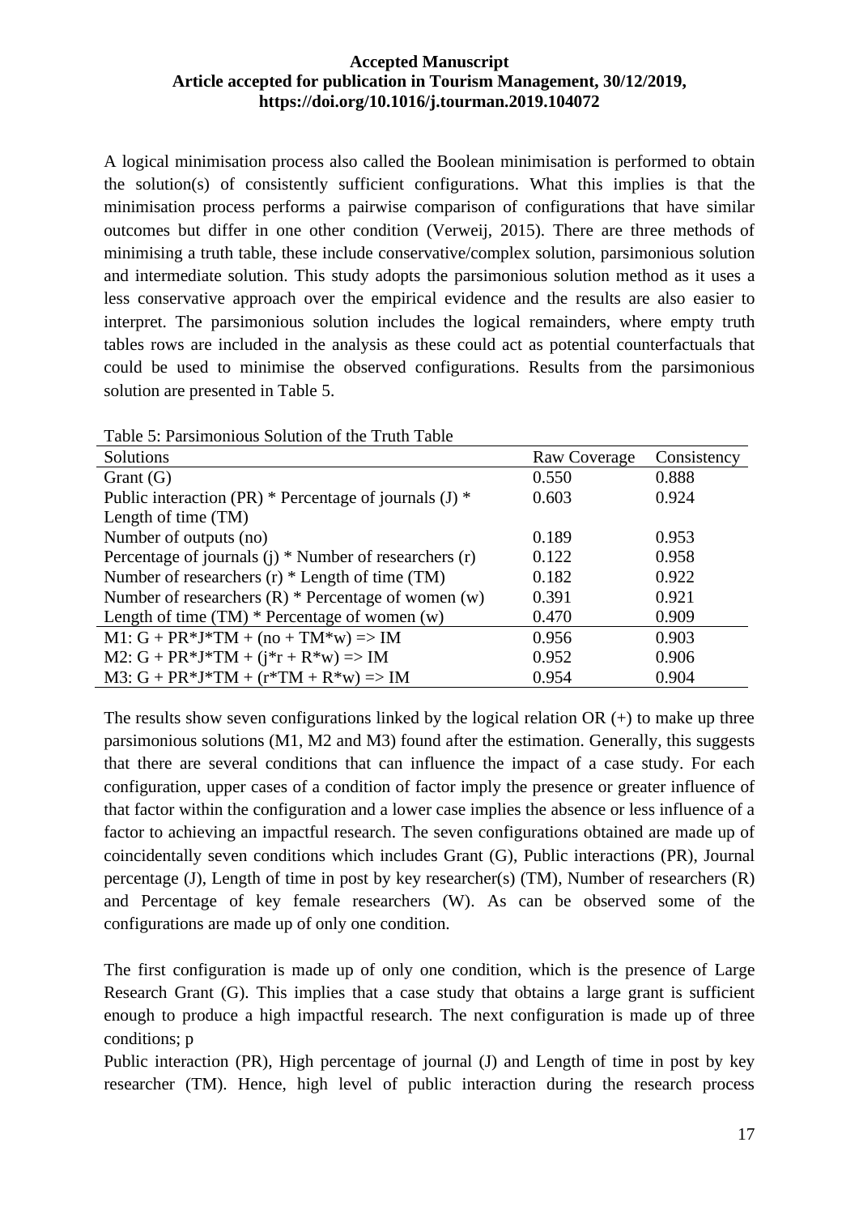A logical minimisation process also called the Boolean minimisation is performed to obtain the solution(s) of consistently sufficient configurations. What this implies is that the minimisation process performs a pairwise comparison of configurations that have similar outcomes but differ in one other condition (Verweij, 2015). There are three methods of minimising a truth table, these include conservative/complex solution, parsimonious solution and intermediate solution. This study adopts the parsimonious solution method as it uses a less conservative approach over the empirical evidence and the results are also easier to interpret. The parsimonious solution includes the logical remainders, where empty truth tables rows are included in the analysis as these could act as potential counterfactuals that could be used to minimise the observed configurations. Results from the parsimonious solution are presented in Table 5.

Table 5: Parsimonious Solution of the Truth Table

| Solutions | Raw Coverage | Consistency |
|---|---|---|
| Grant (G) | 0.550 | 0.888 |
| Public interaction (PR) * Percentage of journals (J) * Length of time (TM) | 0.603 | 0.924 |
| Number of outputs (no) | 0.189 | 0.953 |
| Percentage of journals (j) * Number of researchers (r) | 0.122 | 0.958 |
| Number of researchers (r) * Length of time (TM) | 0.182 | 0.922 |
| Number of researchers (R) * Percentage of women (w) | 0.391 | 0.921 |
| Length of time (TM) * Percentage of women (w) | 0.470 | 0.909 |
| M1: G + PR*J*TM + (no + TM*w) => IM | 0.956 | 0.903 |
| M2: G + PR*J*TM + (j*r + R*w) => IM | 0.952 | 0.906 |
| M3: G + PR*J*TM + (r*TM + R*w) => IM | 0.954 | 0.904 |

The results show seven configurations linked by the logical relation OR (+) to make up three parsimonious solutions (M1, M2 and M3) found after the estimation. Generally, this suggests that there are several conditions that can influence the impact of a case study. For each configuration, upper cases of a condition of factor imply the presence or greater influence of that factor within the configuration and a lower case implies the absence or less influence of a factor to achieving an impactful research. The seven configurations obtained are made up of coincidentally seven conditions which includes Grant (G), Public interactions (PR), Journal percentage (J), Length of time in post by key researcher(s) (TM), Number of researchers (R) and Percentage of key female researchers (W). As can be observed some of the configurations are made up of only one condition.

The first configuration is made up of only one condition, which is the presence of Large Research Grant (G). This implies that a case study that obtains a large grant is sufficient enough to produce a high impactful research. The next configuration is made up of three conditions; p

Public interaction (PR), High percentage of journal (J) and Length of time in post by key researcher (TM). Hence, high level of public interaction during the research process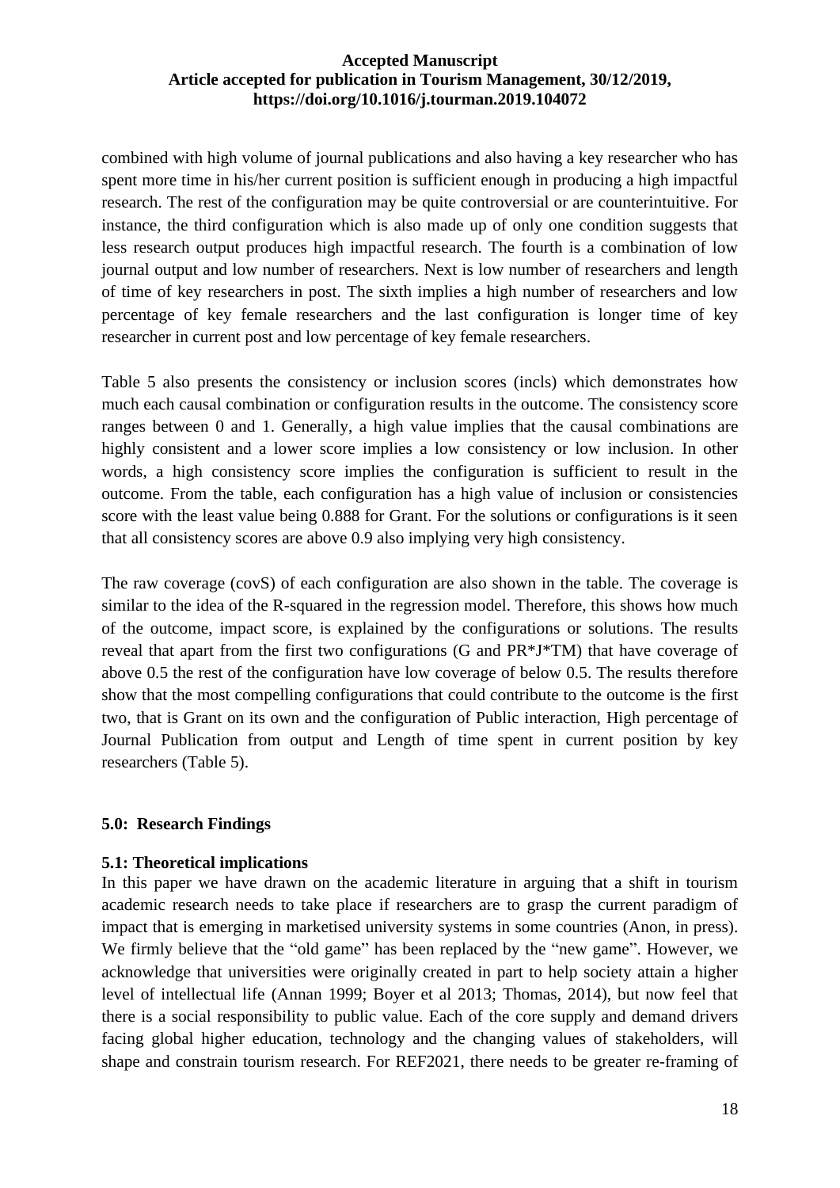combined with high volume of journal publications and also having a key researcher who has spent more time in his/her current position is sufficient enough in producing a high impactful research. The rest of the configuration may be quite controversial or are counterintuitive. For instance, the third configuration which is also made up of only one condition suggests that less research output produces high impactful research. The fourth is a combination of low journal output and low number of researchers. Next is low number of researchers and length of time of key researchers in post. The sixth implies a high number of researchers and low percentage of key female researchers and the last configuration is longer time of key researcher in current post and low percentage of key female researchers.

Table 5 also presents the consistency or inclusion scores (incls) which demonstrates how much each causal combination or configuration results in the outcome. The consistency score ranges between 0 and 1. Generally, a high value implies that the causal combinations are highly consistent and a lower score implies a low consistency or low inclusion. In other words, a high consistency score implies the configuration is sufficient to result in the outcome. From the table, each configuration has a high value of inclusion or consistencies score with the least value being 0.888 for Grant. For the solutions or configurations is it seen that all consistency scores are above 0.9 also implying very high consistency.

The raw coverage (covS) of each configuration are also shown in the table. The coverage is similar to the idea of the R-squared in the regression model. Therefore, this shows how much of the outcome, impact score, is explained by the configurations or solutions. The results reveal that apart from the first two configurations (G and PR*J*TM) that have coverage of above 0.5 the rest of the configuration have low coverage of below 0.5. The results therefore show that the most compelling configurations that could contribute to the outcome is the first two, that is Grant on its own and the configuration of Public interaction, High percentage of Journal Publication from output and Length of time spent in current position by key researchers (Table 5).

## 5.0: Research Findings

### 5.1: Theoretical implications

In this paper we have drawn on the academic literature in arguing that a shift in tourism academic research needs to take place if researchers are to grasp the current paradigm of impact that is emerging in marketised university systems in some countries (Anon, in press). We firmly believe that the "old game" has been replaced by the "new game". However, we acknowledge that universities were originally created in part to help society attain a higher level of intellectual life (Annan 1999; Boyer et al 2013; Thomas, 2014), but now feel that there is a social responsibility to public value. Each of the core supply and demand drivers facing global higher education, technology and the changing values of stakeholders, will shape and constrain tourism research. For REF2021, there needs to be greater re-framing of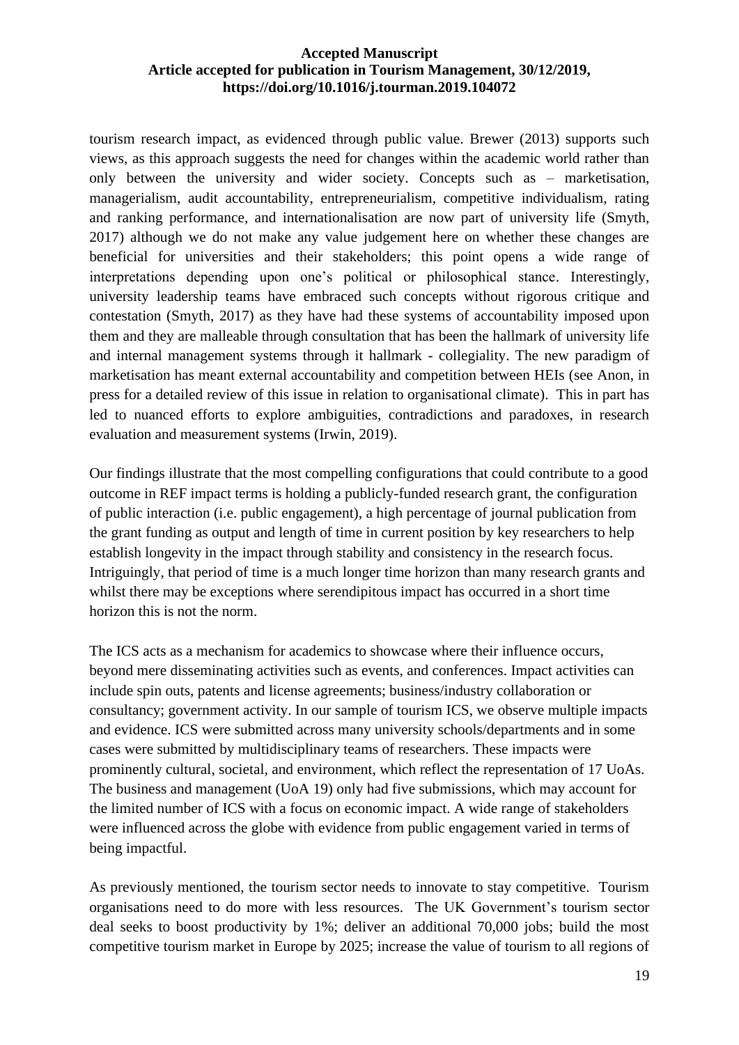tourism research impact, as evidenced through public value. Brewer (2013) supports such views, as this approach suggests the need for changes within the academic world rather than only between the university and wider society. Concepts such as – marketisation, managerialism, audit accountability, entrepreneurialism, competitive individualism, rating and ranking performance, and internationalisation are now part of university life (Smyth, 2017) although we do not make any value judgement here on whether these changes are beneficial for universities and their stakeholders; this point opens a wide range of interpretations depending upon one's political or philosophical stance. Interestingly, university leadership teams have embraced such concepts without rigorous critique and contestation (Smyth, 2017) as they have had these systems of accountability imposed upon them and they are malleable through consultation that has been the hallmark of university life and internal management systems through it hallmark - collegiality. The new paradigm of marketisation has meant external accountability and competition between HEIs (see Anon, in press for a detailed review of this issue in relation to organisational climate). This in part has led to nuanced efforts to explore ambiguities, contradictions and paradoxes, in research evaluation and measurement systems (Irwin, 2019).

Our findings illustrate that the most compelling configurations that could contribute to a good outcome in REF impact terms is holding a publicly-funded research grant, the configuration of public interaction (i.e. public engagement), a high percentage of journal publication from the grant funding as output and length of time in current position by key researchers to help establish longevity in the impact through stability and consistency in the research focus. Intriguingly, that period of time is a much longer time horizon than many research grants and whilst there may be exceptions where serendipitous impact has occurred in a short time horizon this is not the norm.

The ICS acts as a mechanism for academics to showcase where their influence occurs, beyond mere disseminating activities such as events, and conferences. Impact activities can include spin outs, patents and license agreements; business/industry collaboration or consultancy; government activity. In our sample of tourism ICS, we observe multiple impacts and evidence. ICS were submitted across many university schools/departments and in some cases were submitted by multidisciplinary teams of researchers. These impacts were prominently cultural, societal, and environment, which reflect the representation of 17 UoAs. The business and management (UoA 19) only had five submissions, which may account for the limited number of ICS with a focus on economic impact. A wide range of stakeholders were influenced across the globe with evidence from public engagement varied in terms of being impactful.

As previously mentioned, the tourism sector needs to innovate to stay competitive. Tourism organisations need to do more with less resources. The UK Government's tourism sector deal seeks to boost productivity by 1%; deliver an additional 70,000 jobs; build the most competitive tourism market in Europe by 2025; increase the value of tourism to all regions of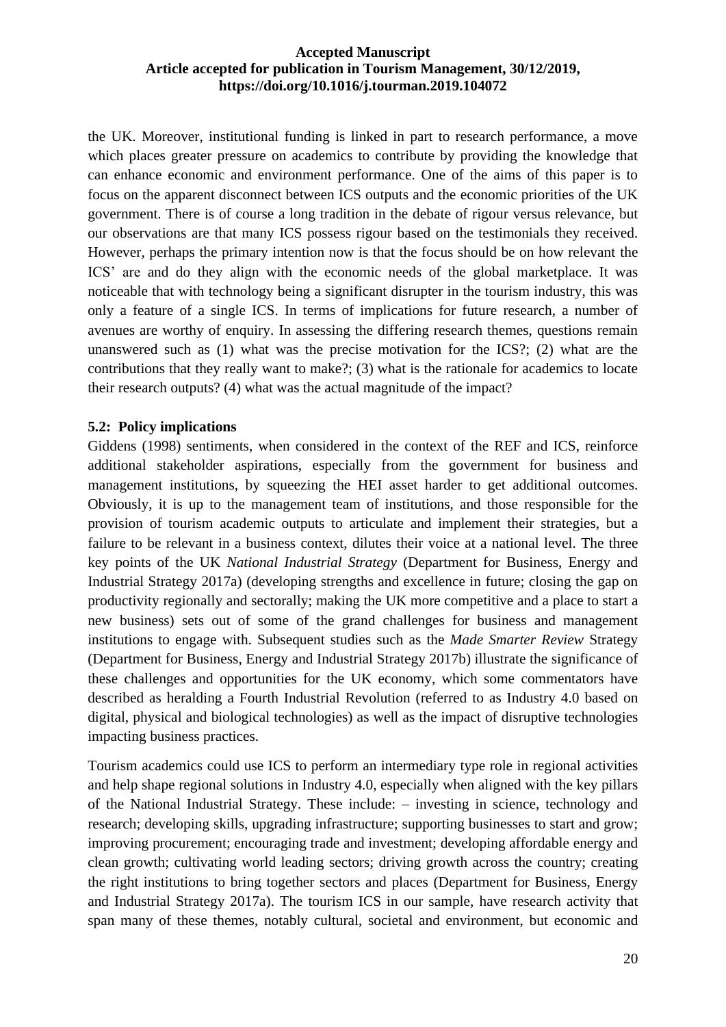the UK. Moreover, institutional funding is linked in part to research performance, a move which places greater pressure on academics to contribute by providing the knowledge that can enhance economic and environment performance. One of the aims of this paper is to focus on the apparent disconnect between ICS outputs and the economic priorities of the UK government. There is of course a long tradition in the debate of rigour versus relevance, but our observations are that many ICS possess rigour based on the testimonials they received. However, perhaps the primary intention now is that the focus should be on how relevant the ICS' are and do they align with the economic needs of the global marketplace. It was noticeable that with technology being a significant disrupter in the tourism industry, this was only a feature of a single ICS. In terms of implications for future research, a number of avenues are worthy of enquiry. In assessing the differing research themes, questions remain unanswered such as (1) what was the precise motivation for the ICS?; (2) what are the contributions that they really want to make?; (3) what is the rationale for academics to locate their research outputs? (4) what was the actual magnitude of the impact?

### 5.2: Policy implications

Giddens (1998) sentiments, when considered in the context of the REF and ICS, reinforce additional stakeholder aspirations, especially from the government for business and management institutions, by squeezing the HEI asset harder to get additional outcomes. Obviously, it is up to the management team of institutions, and those responsible for the provision of tourism academic outputs to articulate and implement their strategies, but a failure to be relevant in a business context, dilutes their voice at a national level. The three key points of the UK *National Industrial Strategy* (Department for Business, Energy and Industrial Strategy 2017a) (developing strengths and excellence in future; closing the gap on productivity regionally and sectorally; making the UK more competitive and a place to start a new business) sets out of some of the grand challenges for business and management institutions to engage with. Subsequent studies such as the *Made Smarter Review* Strategy (Department for Business, Energy and Industrial Strategy 2017b) illustrate the significance of these challenges and opportunities for the UK economy, which some commentators have described as heralding a Fourth Industrial Revolution (referred to as Industry 4.0 based on digital, physical and biological technologies) as well as the impact of disruptive technologies impacting business practices.

Tourism academics could use ICS to perform an intermediary type role in regional activities and help shape regional solutions in Industry 4.0, especially when aligned with the key pillars of the National Industrial Strategy. These include: – investing in science, technology and research; developing skills, upgrading infrastructure; supporting businesses to start and grow; improving procurement; encouraging trade and investment; developing affordable energy and clean growth; cultivating world leading sectors; driving growth across the country; creating the right institutions to bring together sectors and places (Department for Business, Energy and Industrial Strategy 2017a). The tourism ICS in our sample, have research activity that span many of these themes, notably cultural, societal and environment, but economic and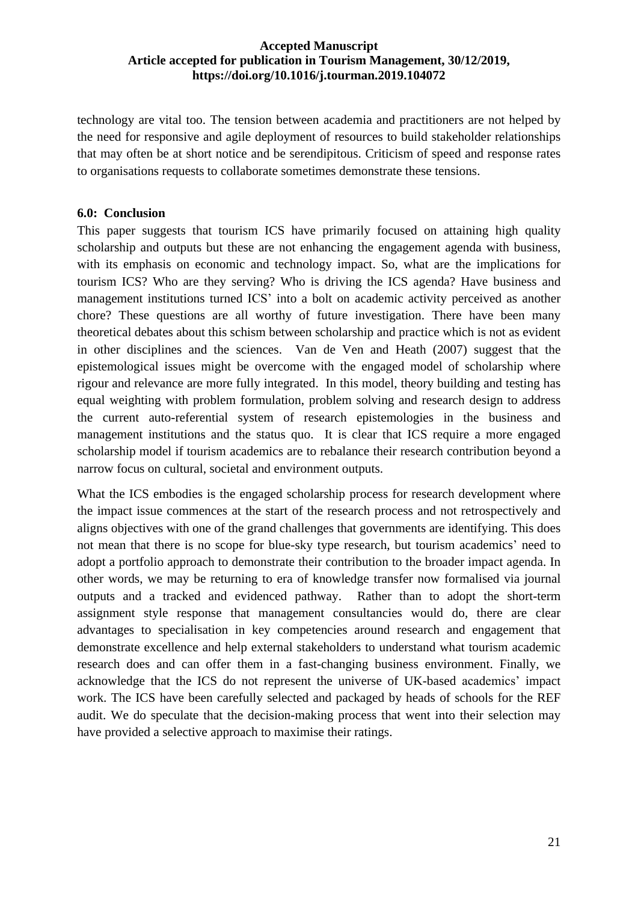technology are vital too. The tension between academia and practitioners are not helped by the need for responsive and agile deployment of resources to build stakeholder relationships that may often be at short notice and be serendipitous. Criticism of speed and response rates to organisations requests to collaborate sometimes demonstrate these tensions.

## 6.0: Conclusion

This paper suggests that tourism ICS have primarily focused on attaining high quality scholarship and outputs but these are not enhancing the engagement agenda with business, with its emphasis on economic and technology impact. So, what are the implications for tourism ICS? Who are they serving? Who is driving the ICS agenda? Have business and management institutions turned ICS' into a bolt on academic activity perceived as another chore? These questions are all worthy of future investigation. There have been many theoretical debates about this schism between scholarship and practice which is not as evident in other disciplines and the sciences. Van de Ven and Heath (2007) suggest that the epistemological issues might be overcome with the engaged model of scholarship where rigour and relevance are more fully integrated. In this model, theory building and testing has equal weighting with problem formulation, problem solving and research design to address the current auto-referential system of research epistemologies in the business and management institutions and the status quo. It is clear that ICS require a more engaged scholarship model if tourism academics are to rebalance their research contribution beyond a narrow focus on cultural, societal and environment outputs.

What the ICS embodies is the engaged scholarship process for research development where the impact issue commences at the start of the research process and not retrospectively and aligns objectives with one of the grand challenges that governments are identifying. This does not mean that there is no scope for blue-sky type research, but tourism academics' need to adopt a portfolio approach to demonstrate their contribution to the broader impact agenda. In other words, we may be returning to era of knowledge transfer now formalised via journal outputs and a tracked and evidenced pathway. Rather than to adopt the short-term assignment style response that management consultancies would do, there are clear advantages to specialisation in key competencies around research and engagement that demonstrate excellence and help external stakeholders to understand what tourism academic research does and can offer them in a fast-changing business environment. Finally, we acknowledge that the ICS do not represent the universe of UK-based academics' impact work. The ICS have been carefully selected and packaged by heads of schools for the REF audit. We do speculate that the decision-making process that went into their selection may have provided a selective approach to maximise their ratings.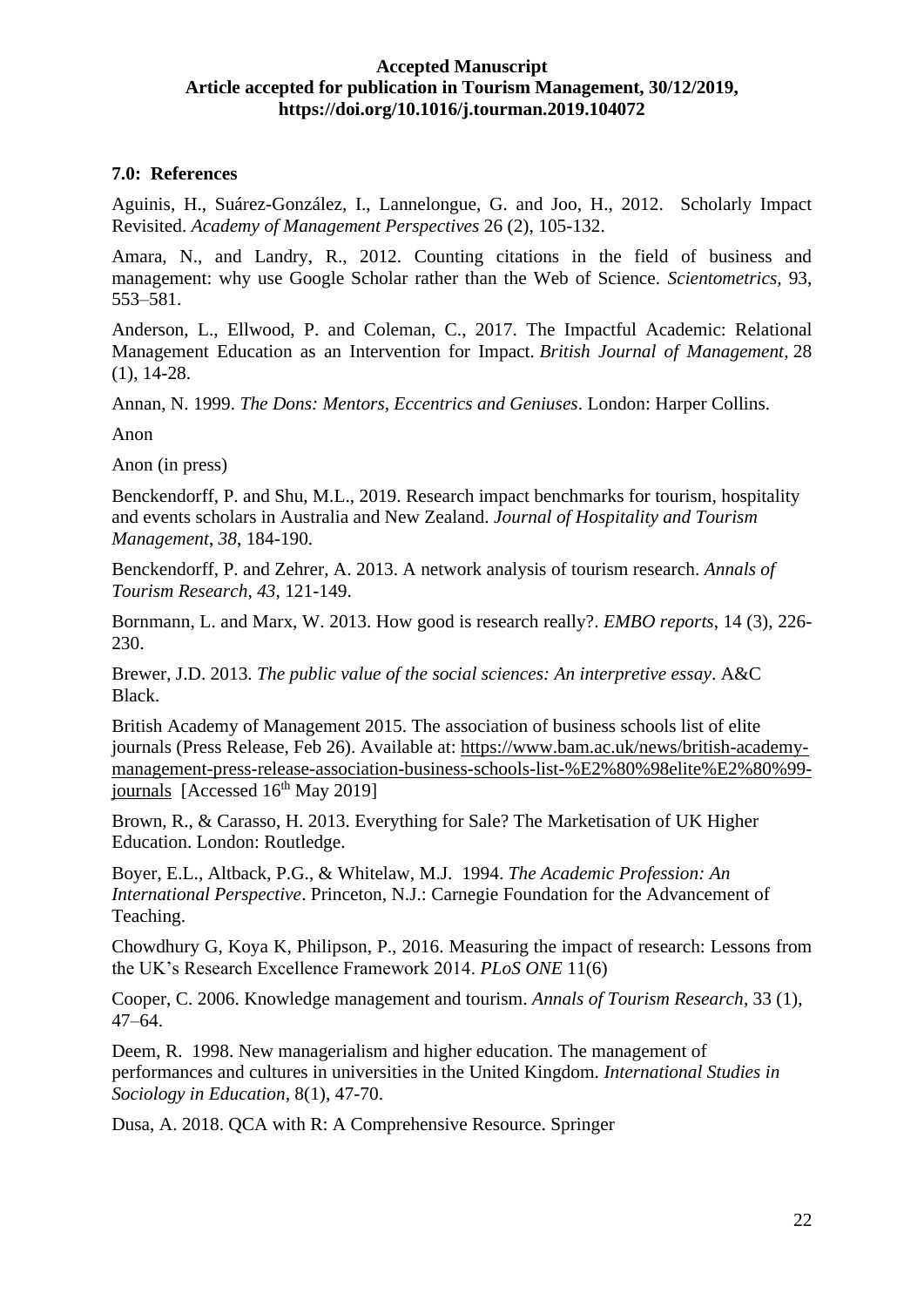### 7.0: References

Aguinis, H., Suárez-González, I., Lannelongue, G. and Joo, H., 2012. Scholarly Impact Revisited. *Academy of Management Perspectives* 26 (2), 105-132.

Amara, N., and Landry, R., 2012. Counting citations in the field of business and management: why use Google Scholar rather than the Web of Science. *Scientometrics*, 93, 553–581.

Anderson, L., Ellwood, P. and Coleman, C., 2017. The Impactful Academic: Relational Management Education as an Intervention for Impact. *British Journal of Management*, 28 (1), 14-28.

Annan, N. 1999. *The Dons: Mentors, Eccentrics and Geniuses*. London: Harper Collins.

Anon

Anon (in press)

Benckendorff, P. and Shu, M.L., 2019. Research impact benchmarks for tourism, hospitality and events scholars in Australia and New Zealand. *Journal of Hospitality and Tourism Management*, *38*, 184-190.

Benckendorff, P. and Zehrer, A. 2013. A network analysis of tourism research. *Annals of Tourism Research*, *43*, 121-149.

Bornmann, L. and Marx, W. 2013. How good is research really?. *EMBO reports*, 14 (3), 226-230.

Brewer, J.D. 2013. *The public value of the social sciences: An interpretive essay*. A&C Black.

British Academy of Management 2015. The association of business schools list of elite journals (Press Release, Feb 26). Available at: https://www.bam.ac.uk/news/british-academy-management-press-release-association-business-schools-list-%E2%80%98elite%E2%80%99-journals [Accessed 16th May 2019]

Brown, R., & Carasso, H. 2013. Everything for Sale? The Marketisation of UK Higher Education. London: Routledge.

Boyer, E.L., Altback, P.G., & Whitelaw, M.J. 1994. *The Academic Profession: An International Perspective*. Princeton, N.J.: Carnegie Foundation for the Advancement of Teaching.

Chowdhury G, Koya K, Philipson, P., 2016. Measuring the impact of research: Lessons from the UK's Research Excellence Framework 2014. *PLoS ONE* 11(6)

Cooper, C. 2006. Knowledge management and tourism. *Annals of Tourism Research*, 33 (1), 47–64.

Deem, R. 1998. New managerialism and higher education. The management of performances and cultures in universities in the United Kingdom. *International Studies in Sociology in Education*, 8(1), 47-70.

Dusa, A. 2018. QCA with R: A Comprehensive Resource. Springer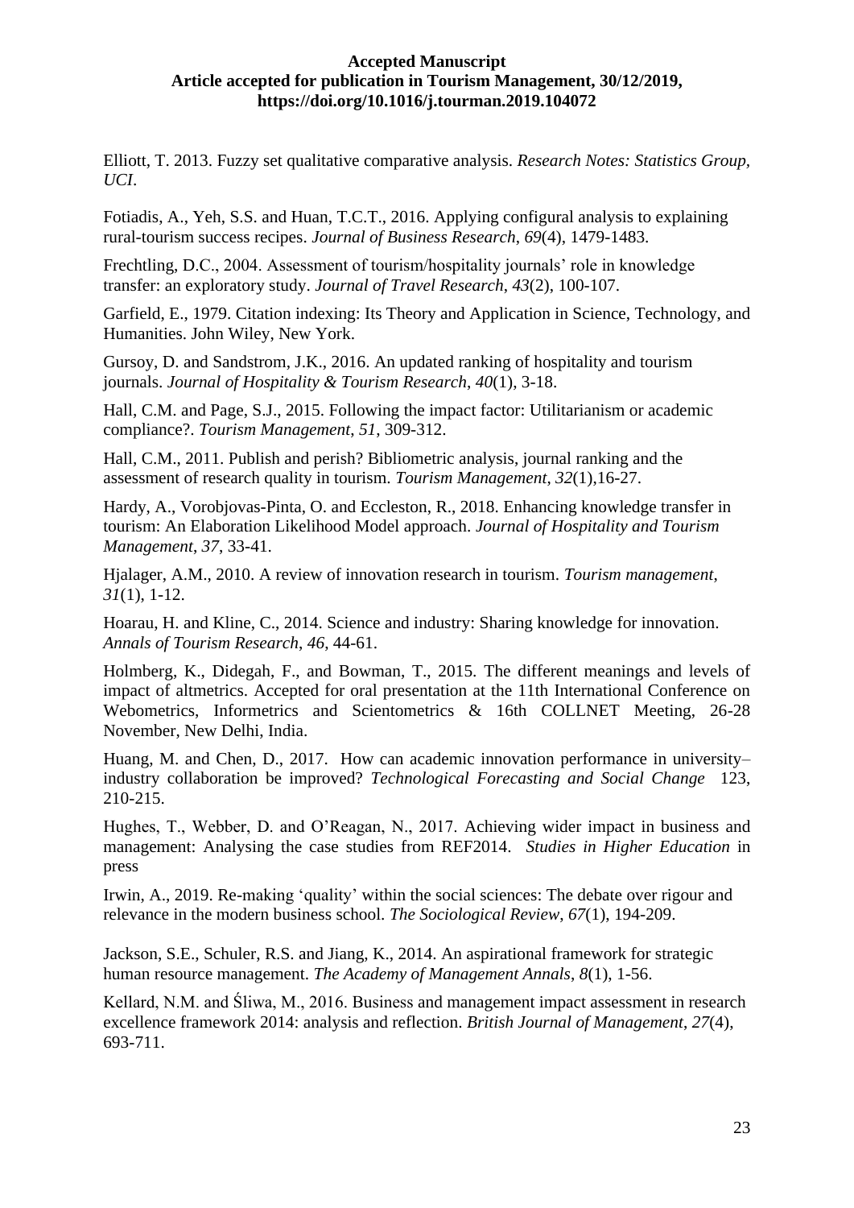Elliott, T. 2013. Fuzzy set qualitative comparative analysis. *Research Notes: Statistics Group, UCI*.

Fotiadis, A., Yeh, S.S. and Huan, T.C.T., 2016. Applying configural analysis to explaining rural-tourism success recipes. *Journal of Business Research*, *69*(4), 1479-1483.

Frechtling, D.C., 2004. Assessment of tourism/hospitality journals' role in knowledge transfer: an exploratory study. *Journal of Travel Research*, *43*(2), 100-107.

Garfield, E., 1979. Citation indexing: Its Theory and Application in Science, Technology, and Humanities. John Wiley, New York.

Gursoy, D. and Sandstrom, J.K., 2016. An updated ranking of hospitality and tourism journals. *Journal of Hospitality & Tourism Research*, *40*(1), 3-18.

Hall, C.M. and Page, S.J., 2015. Following the impact factor: Utilitarianism or academic compliance?. *Tourism Management*, *51*, 309-312.

Hall, C.M., 2011. Publish and perish? Bibliometric analysis, journal ranking and the assessment of research quality in tourism. *Tourism Management*, *32*(1),16-27.

Hardy, A., Vorobjovas-Pinta, O. and Eccleston, R., 2018. Enhancing knowledge transfer in tourism: An Elaboration Likelihood Model approach. *Journal of Hospitality and Tourism Management*, *37*, 33-41.

Hjalager, A.M., 2010. A review of innovation research in tourism. *Tourism management*, *31*(1), 1-12.

Hoarau, H. and Kline, C., 2014. Science and industry: Sharing knowledge for innovation. *Annals of Tourism Research*, *46*, 44-61.

Holmberg, K., Didegah, F., and Bowman, T., 2015. The different meanings and levels of impact of altmetrics. Accepted for oral presentation at the 11th International Conference on Webometrics, Informetrics and Scientometrics & 16th COLLNET Meeting, 26-28 November, New Delhi, India.

Huang, M. and Chen, D., 2017. How can academic innovation performance in university–industry collaboration be improved? *Technological Forecasting and Social Change* 123, 210-215.

Hughes, T., Webber, D. and O'Reagan, N., 2017. Achieving wider impact in business and management: Analysing the case studies from REF2014. *Studies in Higher Education* in press

Irwin, A., 2019. Re-making 'quality' within the social sciences: The debate over rigour and relevance in the modern business school. *The Sociological Review*, *67*(1), 194-209.

Jackson, S.E., Schuler, R.S. and Jiang, K., 2014. An aspirational framework for strategic human resource management. *The Academy of Management Annals*, *8*(1), 1-56.

Kellard, N.M. and Śliwa, M., 2016. Business and management impact assessment in research excellence framework 2014: analysis and reflection. *British Journal of Management*, *27*(4), 693-711.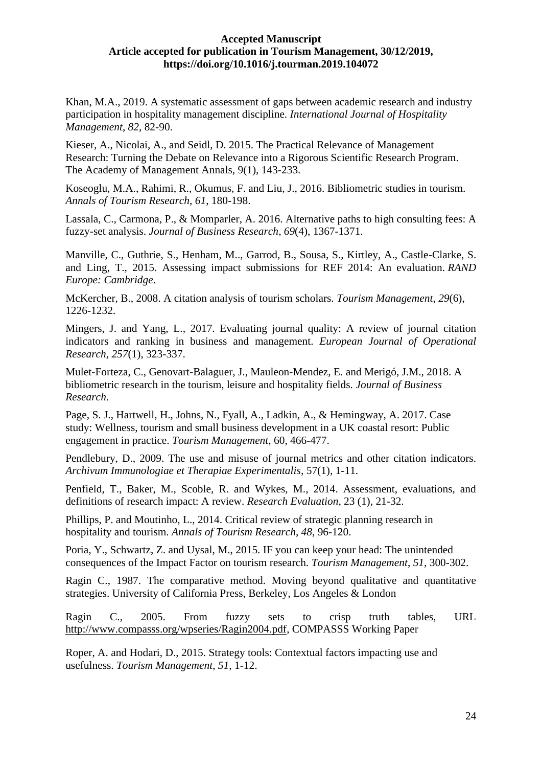Khan, M.A., 2019. A systematic assessment of gaps between academic research and industry participation in hospitality management discipline. *International Journal of Hospitality Management*, *82*, 82-90.

Kieser, A., Nicolai, A., and Seidl, D. 2015. The Practical Relevance of Management Research: Turning the Debate on Relevance into a Rigorous Scientific Research Program. The Academy of Management Annals, 9(1), 143-233.

Koseoglu, M.A., Rahimi, R., Okumus, F. and Liu, J., 2016. Bibliometric studies in tourism. *Annals of Tourism Research*, *61*, 180-198.

Lassala, C., Carmona, P., & Momparler, A. 2016. Alternative paths to high consulting fees: A fuzzy-set analysis. *Journal of Business Research*, *69*(4), 1367-1371.

Manville, C., Guthrie, S., Henham, M.., Garrod, B., Sousa, S., Kirtley, A., Castle-Clarke, S. and Ling, T., 2015. Assessing impact submissions for REF 2014: An evaluation. *RAND Europe: Cambridge*.

McKercher, B., 2008. A citation analysis of tourism scholars. *Tourism Management*, *29*(6), 1226-1232.

Mingers, J. and Yang, L., 2017. Evaluating journal quality: A review of journal citation indicators and ranking in business and management. *European Journal of Operational Research*, *257*(1), 323-337.

Mulet-Forteza, C., Genovart-Balaguer, J., Mauleon-Mendez, E. and Merigó, J.M., 2018. A bibliometric research in the tourism, leisure and hospitality fields. *Journal of Business Research.*

Page, S. J., Hartwell, H., Johns, N., Fyall, A., Ladkin, A., & Hemingway, A. 2017. Case study: Wellness, tourism and small business development in a UK coastal resort: Public engagement in practice. *Tourism Management*, 60, 466-477.

Pendlebury, D., 2009. The use and misuse of journal metrics and other citation indicators. *Archivum Immunologiae et Therapiae Experimentalis*, 57(1), 1-11.

Penfield, T., Baker, M., Scoble, R. and Wykes, M., 2014. Assessment, evaluations, and definitions of research impact: A review. *Research Evaluation*, 23 (1), 21-32.

Phillips, P. and Moutinho, L., 2014. Critical review of strategic planning research in hospitality and tourism. *Annals of Tourism Research*, *48*, 96-120.

Poria, Y., Schwartz, Z. and Uysal, M., 2015. IF you can keep your head: The unintended consequences of the Impact Factor on tourism research. *Tourism Management*, *51*, 300-302.

Ragin C., 1987. The comparative method. Moving beyond qualitative and quantitative strategies. University of California Press, Berkeley, Los Angeles & London

Ragin C., 2005. From fuzzy sets to crisp truth tables, URL http://www.compasss.org/wpseries/Ragin2004.pdf, COMPASSS Working Paper

Roper, A. and Hodari, D., 2015. Strategy tools: Contextual factors impacting use and usefulness. *Tourism Management*, *51*, 1-12.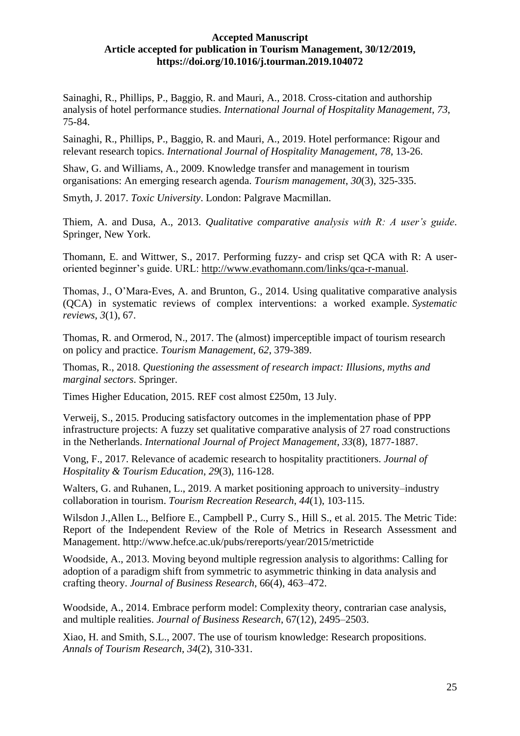Sainaghi, R., Phillips, P., Baggio, R. and Mauri, A., 2018. Cross-citation and authorship analysis of hotel performance studies. *International Journal of Hospitality Management*, *73*, 75-84.

Sainaghi, R., Phillips, P., Baggio, R. and Mauri, A., 2019. Hotel performance: Rigour and relevant research topics. *International Journal of Hospitality Management*, *78*, 13-26.

Shaw, G. and Williams, A., 2009. Knowledge transfer and management in tourism organisations: An emerging research agenda. *Tourism management*, *30*(3), 325-335.

Smyth, J. 2017. *Toxic University*. London: Palgrave Macmillan.

Thiem, A. and Dusa, A., 2013. *Qualitative comparative analysis with R: A user's guide*. Springer, New York.

Thomann, E. and Wittwer, S., 2017. Performing fuzzy- and crisp set QCA with R: A user-oriented beginner's guide. URL: http://www.evathomann.com/links/qca-r-manual.

Thomas, J., O'Mara-Eves, A. and Brunton, G., 2014. Using qualitative comparative analysis (QCA) in systematic reviews of complex interventions: a worked example. *Systematic reviews*, *3*(1), 67.

Thomas, R. and Ormerod, N., 2017. The (almost) imperceptible impact of tourism research on policy and practice. *Tourism Management*, *62*, 379-389.

Thomas, R., 2018. *Questioning the assessment of research impact: Illusions, myths and marginal sectors*. Springer.

Times Higher Education, 2015. REF cost almost £250m, 13 July.

Verweij, S., 2015. Producing satisfactory outcomes in the implementation phase of PPP infrastructure projects: A fuzzy set qualitative comparative analysis of 27 road constructions in the Netherlands. *International Journal of Project Management*, *33*(8), 1877-1887.

Vong, F., 2017. Relevance of academic research to hospitality practitioners. *Journal of Hospitality & Tourism Education*, *29*(3), 116-128.

Walters, G. and Ruhanen, L., 2019. A market positioning approach to university–industry collaboration in tourism. *Tourism Recreation Research*, *44*(1), 103-115.

Wilsdon J.,Allen L., Belfiore E., Campbell P., Curry S., Hill S., et al. 2015. The Metric Tide: Report of the Independent Review of the Role of Metrics in Research Assessment and Management. http://www.hefce.ac.uk/pubs/rereports/year/2015/metrictide

Woodside, A., 2013. Moving beyond multiple regression analysis to algorithms: Calling for adoption of a paradigm shift from symmetric to asymmetric thinking in data analysis and crafting theory. *Journal of Business Research*, 66(4), 463–472.

Woodside, A., 2014. Embrace perform model: Complexity theory, contrarian case analysis, and multiple realities. *Journal of Business Research*, 67(12), 2495–2503.

Xiao, H. and Smith, S.L., 2007. The use of tourism knowledge: Research propositions. *Annals of Tourism Research*, *34*(2), 310-331.